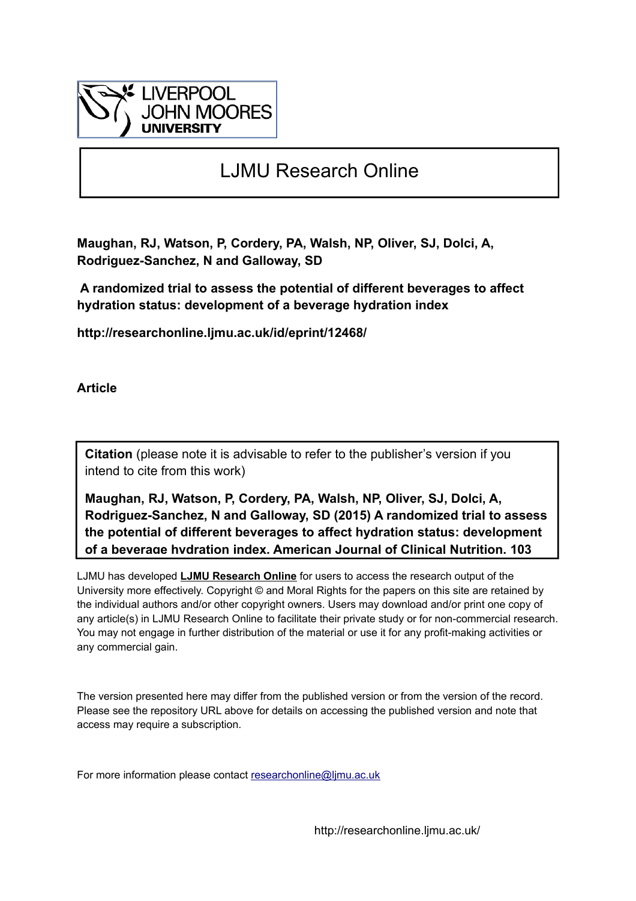# LJMU Research Online

**Maughan, RJ, Watson, P, Cordery, PA, Walsh, NP, Oliver, SJ, Dolci, A, Rodriguez-Sanchez, N and Galloway, SD**

**A randomized trial to assess the potential of different beverages to affect hydration status: development of a beverage hydration index**

**http://researchonline.ljmu.ac.uk/id/eprint/12468/**

**Article**

**Citation** (please note it is advisable to refer to the publisher's version if you intend to cite from this work)

**Maughan, RJ, Watson, P, Cordery, PA, Walsh, NP, Oliver, SJ, Dolci, A, Rodriguez-Sanchez, N and Galloway, SD (2015) A randomized trial to assess the potential of different beverages to affect hydration status: development of a beverage hydration index. American Journal of Clinical Nutrition. 103**

LJMU has developed **LJMU Research Online** for users to access the research output of the University more effectively. Copyright © and Moral Rights for the papers on this site are retained by the individual authors and/or other copyright owners. Users may download and/or print one copy of any article(s) in LJMU Research Online to facilitate their private study or for non-commercial research. You may not engage in further distribution of the material or use it for any profit-making activities or any commercial gain.

The version presented here may differ from the published version or from the version of the record. Please see the repository URL above for details on accessing the published version and note that access may require a subscription.

For more information please contact researchonline@ljmu.ac.uk

http://researchonline.ljmu.ac.uk/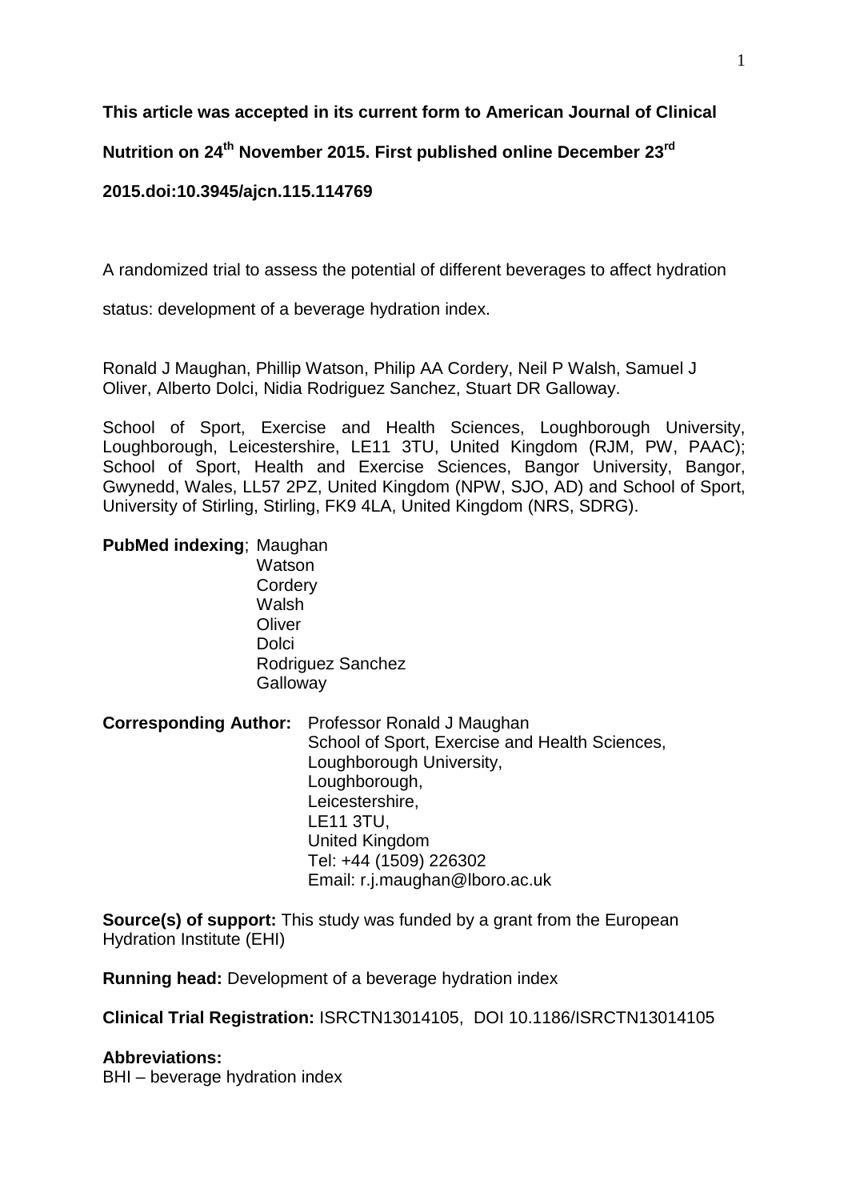**This article was accepted in its current form to American Journal of Clinical Nutrition on 24th November 2015. First published online December 23rd 2015.doi:10.3945/ajcn.115.114769**

A randomized trial to assess the potential of different beverages to affect hydration status: development of a beverage hydration index.

Ronald J Maughan, Phillip Watson, Philip AA Cordery, Neil P Walsh, Samuel J Oliver, Alberto Dolci, Nidia Rodriguez Sanchez, Stuart DR Galloway.

School of Sport, Exercise and Health Sciences, Loughborough University, Loughborough, Leicestershire, LE11 3TU, United Kingdom (RJM, PW, PAAC); School of Sport, Health and Exercise Sciences, Bangor University, Bangor, Gwynedd, Wales, LL57 2PZ, United Kingdom (NPW, SJO, AD) and School of Sport, University of Stirling, Stirling, FK9 4LA, United Kingdom (NRS, SDRG).

**PubMed indexing**; Maughan
Watson
Cordery
Walsh
Oliver
Dolci
Rodriguez Sanchez
Galloway

**Corresponding Author:** Professor Ronald J Maughan
School of Sport, Exercise and Health Sciences,
Loughborough University,
Loughborough,
Leicestershire,
LE11 3TU,
United Kingdom
Tel: +44 (1509) 226302
Email: r.j.maughan@lboro.ac.uk

**Source(s) of support:** This study was funded by a grant from the European Hydration Institute (EHI)

**Running head:** Development of a beverage hydration index

**Clinical Trial Registration:** ISRCTN13014105, DOI 10.1186/ISRCTN13014105

**Abbreviations:**
BHI – beverage hydration index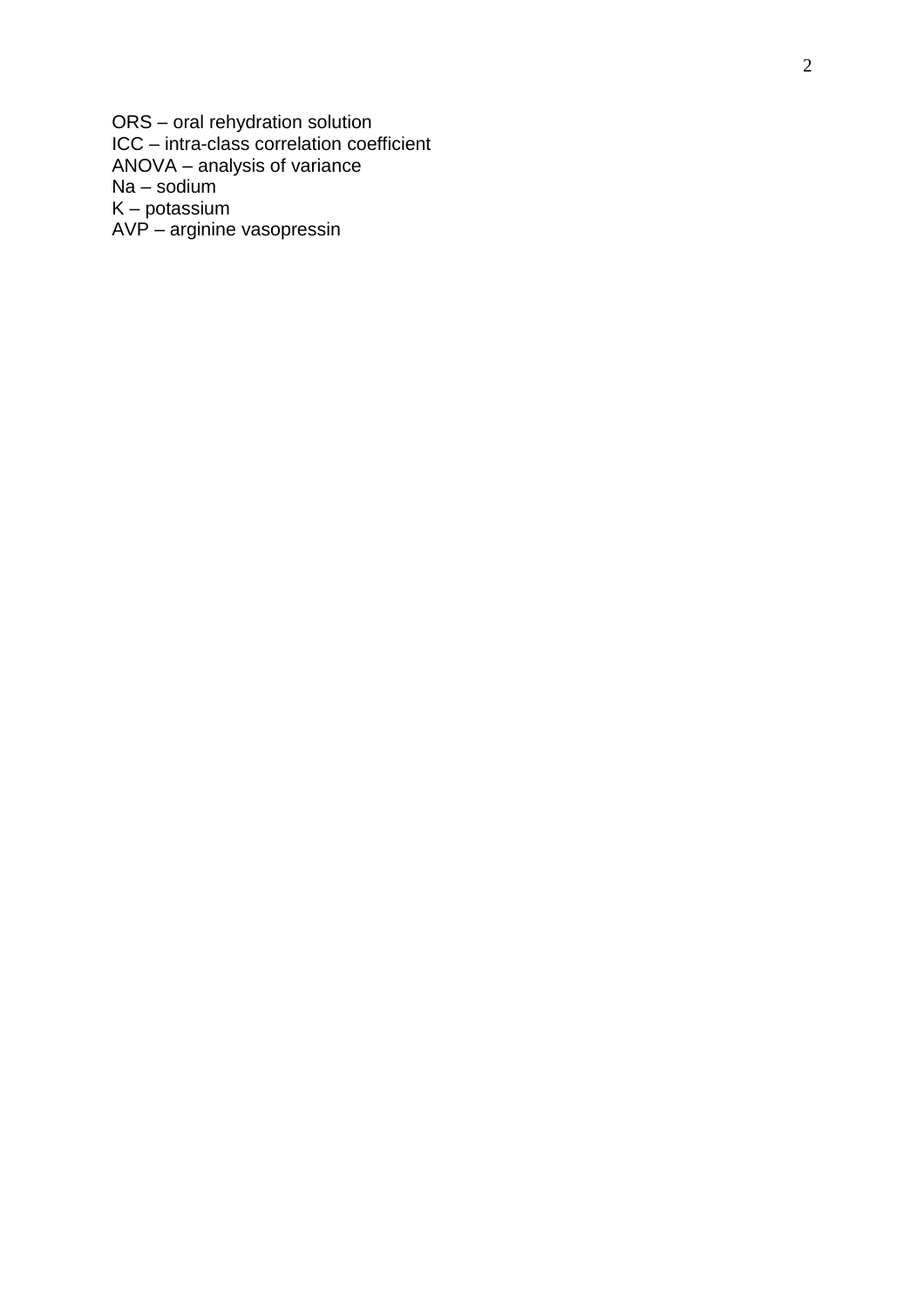ORS – oral rehydration solution
ICC – intra-class correlation coefficient
ANOVA – analysis of variance
Na – sodium
K – potassium
AVP – arginine vasopressin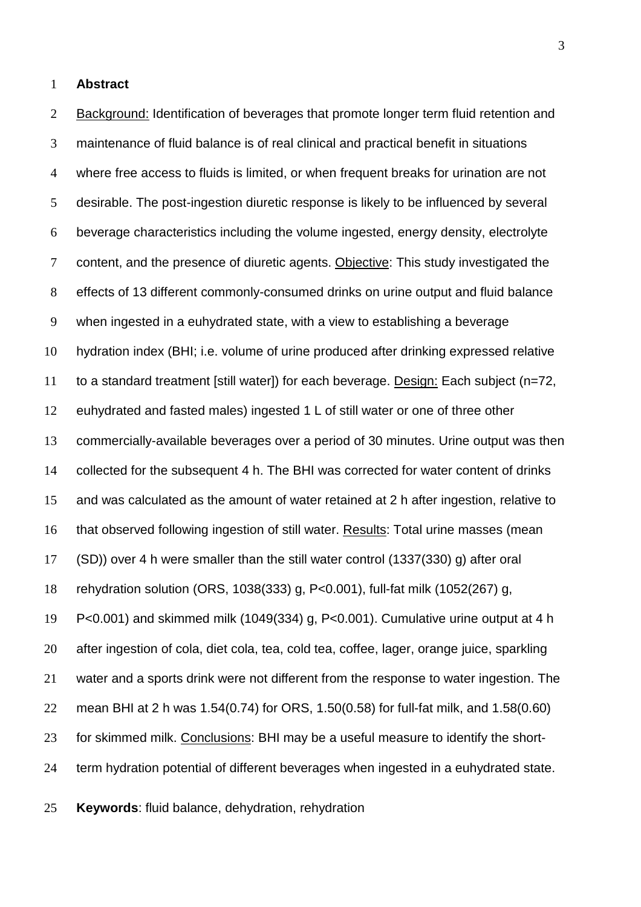**Abstract**

Background: Identification of beverages that promote longer term fluid retention and maintenance of fluid balance is of real clinical and practical benefit in situations where free access to fluids is limited, or when frequent breaks for urination are not desirable. The post-ingestion diuretic response is likely to be influenced by several beverage characteristics including the volume ingested, energy density, electrolyte content, and the presence of diuretic agents. Objective: This study investigated the effects of 13 different commonly-consumed drinks on urine output and fluid balance when ingested in a euhydrated state, with a view to establishing a beverage hydration index (BHI; i.e. volume of urine produced after drinking expressed relative to a standard treatment [still water]) for each beverage. Design: Each subject (n=72, euhydrated and fasted males) ingested 1 L of still water or one of three other commercially-available beverages over a period of 30 minutes. Urine output was then collected for the subsequent 4 h. The BHI was corrected for water content of drinks and was calculated as the amount of water retained at 2 h after ingestion, relative to that observed following ingestion of still water. Results: Total urine masses (mean (SD)) over 4 h were smaller than the still water control (1337(330) g) after oral rehydration solution (ORS, 1038(333) g, P<0.001), full-fat milk (1052(267) g, P<0.001) and skimmed milk (1049(334) g, P<0.001). Cumulative urine output at 4 h after ingestion of cola, diet cola, tea, cold tea, coffee, lager, orange juice, sparkling water and a sports drink were not different from the response to water ingestion. The mean BHI at 2 h was 1.54(0.74) for ORS, 1.50(0.58) for full-fat milk, and 1.58(0.60) for skimmed milk. Conclusions: BHI may be a useful measure to identify the short-term hydration potential of different beverages when ingested in a euhydrated state.

**Keywords**: fluid balance, dehydration, rehydration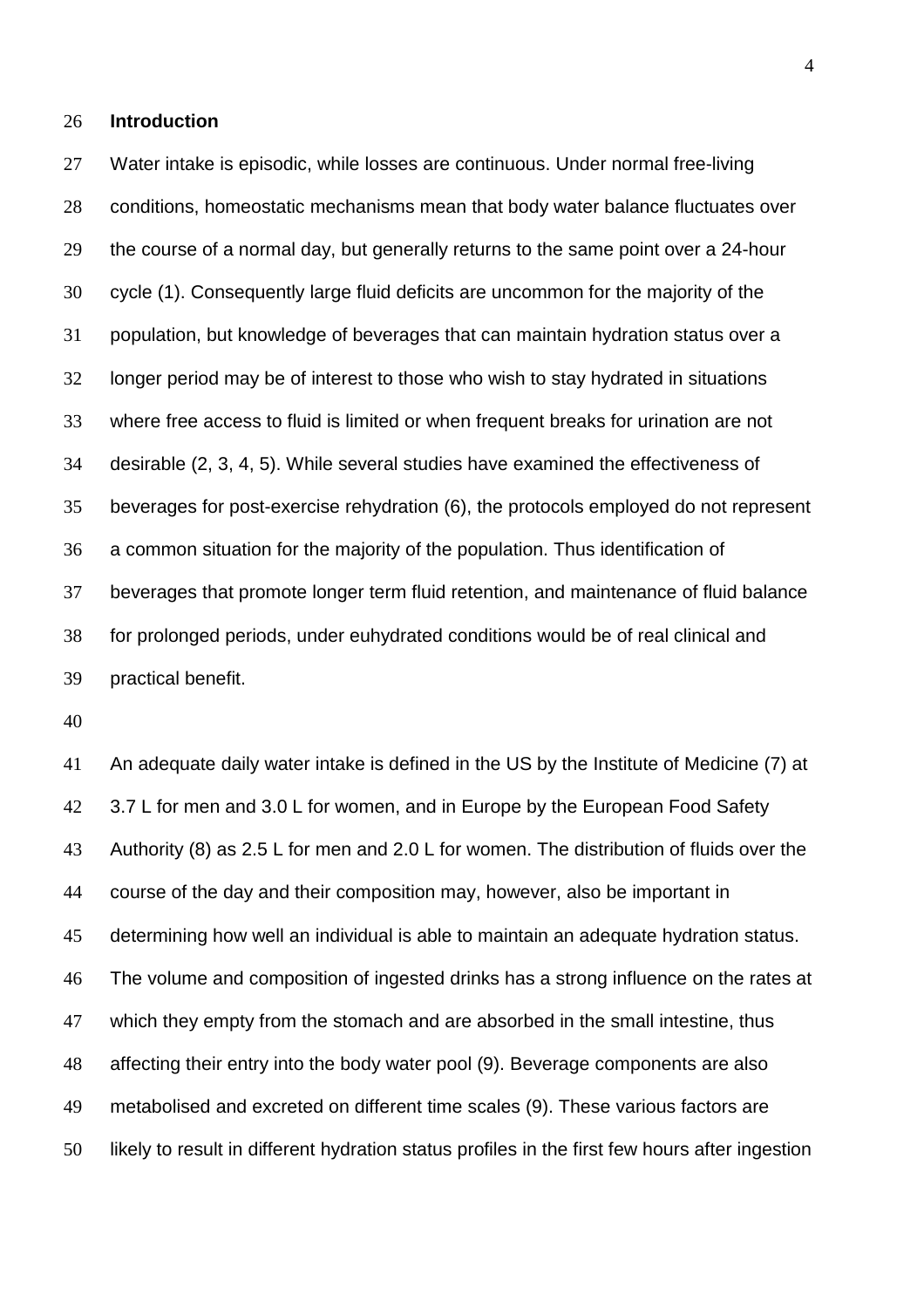## Introduction

Water intake is episodic, while losses are continuous. Under normal free-living conditions, homeostatic mechanisms mean that body water balance fluctuates over the course of a normal day, but generally returns to the same point over a 24-hour cycle (1). Consequently large fluid deficits are uncommon for the majority of the population, but knowledge of beverages that can maintain hydration status over a longer period may be of interest to those who wish to stay hydrated in situations where free access to fluid is limited or when frequent breaks for urination are not desirable (2, 3, 4, 5). While several studies have examined the effectiveness of beverages for post-exercise rehydration (6), the protocols employed do not represent a common situation for the majority of the population. Thus identification of beverages that promote longer term fluid retention, and maintenance of fluid balance for prolonged periods, under euhydrated conditions would be of real clinical and practical benefit.

An adequate daily water intake is defined in the US by the Institute of Medicine (7) at 3.7 L for men and 3.0 L for women, and in Europe by the European Food Safety Authority (8) as 2.5 L for men and 2.0 L for women. The distribution of fluids over the course of the day and their composition may, however, also be important in determining how well an individual is able to maintain an adequate hydration status. The volume and composition of ingested drinks has a strong influence on the rates at which they empty from the stomach and are absorbed in the small intestine, thus affecting their entry into the body water pool (9). Beverage components are also metabolised and excreted on different time scales (9). These various factors are likely to result in different hydration status profiles in the first few hours after ingestion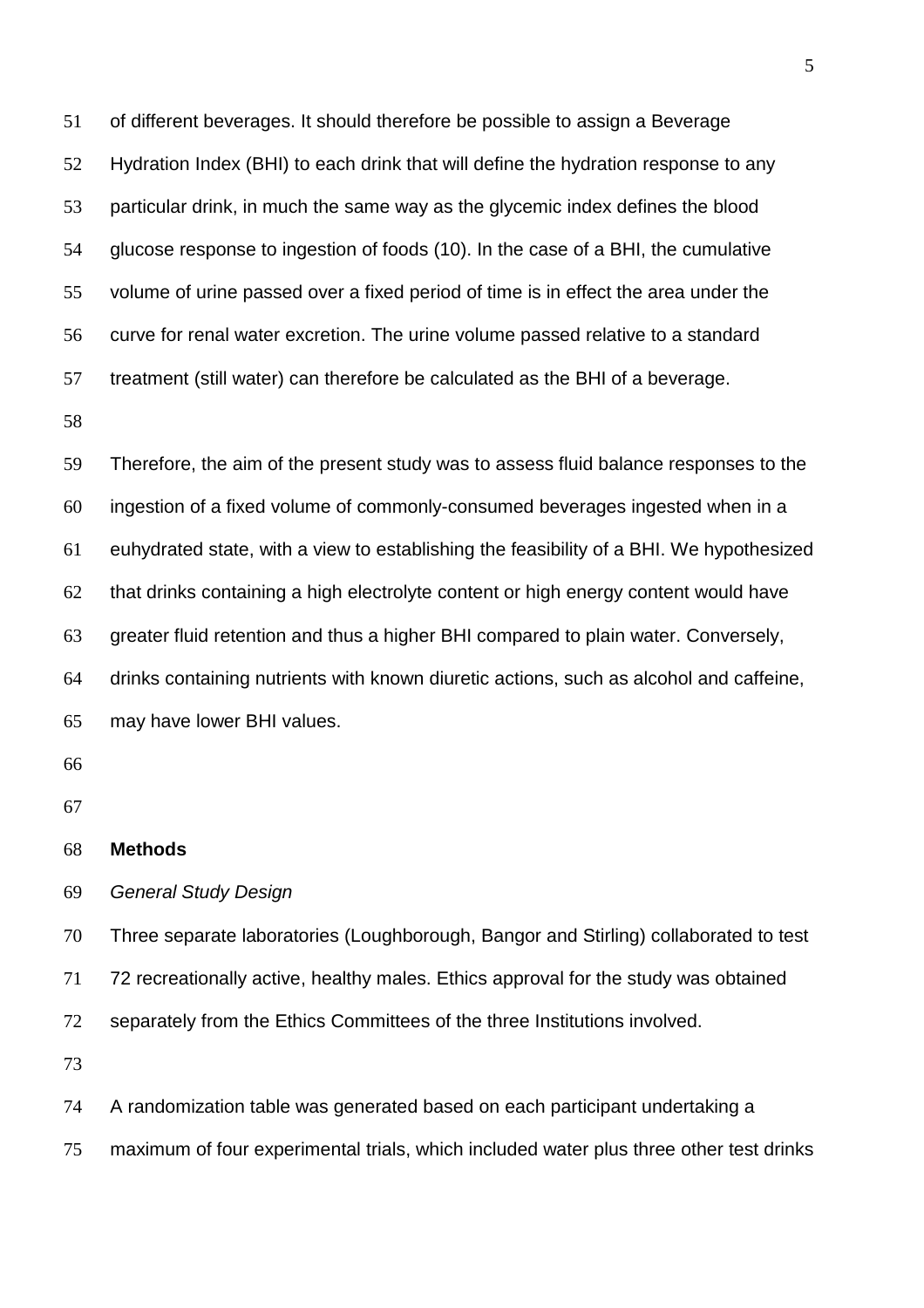of different beverages. It should therefore be possible to assign a Beverage Hydration Index (BHI) to each drink that will define the hydration response to any particular drink, in much the same way as the glycemic index defines the blood glucose response to ingestion of foods (10). In the case of a BHI, the cumulative volume of urine passed over a fixed period of time is in effect the area under the curve for renal water excretion. The urine volume passed relative to a standard treatment (still water) can therefore be calculated as the BHI of a beverage.

Therefore, the aim of the present study was to assess fluid balance responses to the ingestion of a fixed volume of commonly-consumed beverages ingested when in a euhydrated state, with a view to establishing the feasibility of a BHI. We hypothesized that drinks containing a high electrolyte content or high energy content would have greater fluid retention and thus a higher BHI compared to plain water. Conversely, drinks containing nutrients with known diuretic actions, such as alcohol and caffeine, may have lower BHI values.

## Methods

*General Study Design*

Three separate laboratories (Loughborough, Bangor and Stirling) collaborated to test 72 recreationally active, healthy males. Ethics approval for the study was obtained separately from the Ethics Committees of the three Institutions involved.

A randomization table was generated based on each participant undertaking a maximum of four experimental trials, which included water plus three other test drinks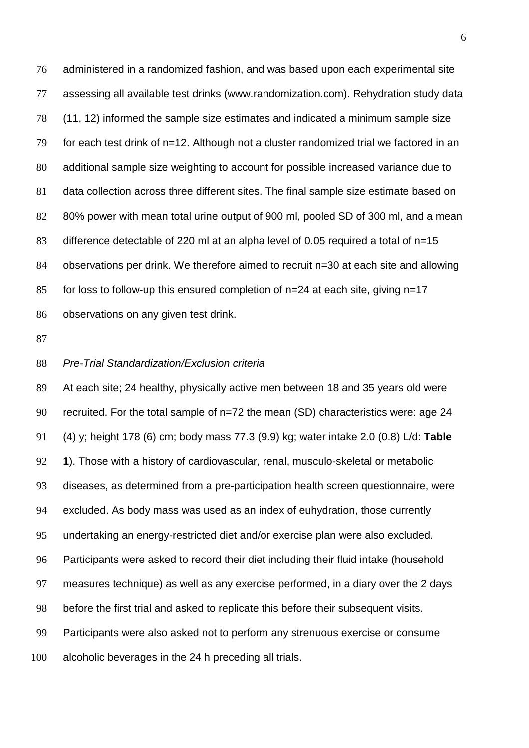administered in a randomized fashion, and was based upon each experimental site assessing all available test drinks (www.randomization.com). Rehydration study data (11, 12) informed the sample size estimates and indicated a minimum sample size for each test drink of n=12. Although not a cluster randomized trial we factored in an additional sample size weighting to account for possible increased variance due to data collection across three different sites. The final sample size estimate based on 80% power with mean total urine output of 900 ml, pooled SD of 300 ml, and a mean difference detectable of 220 ml at an alpha level of 0.05 required a total of n=15 observations per drink. We therefore aimed to recruit n=30 at each site and allowing for loss to follow-up this ensured completion of n=24 at each site, giving n=17 observations on any given test drink.

*Pre-Trial Standardization/Exclusion criteria*

At each site; 24 healthy, physically active men between 18 and 35 years old were recruited. For the total sample of n=72 the mean (SD) characteristics were: age 24 (4) y; height 178 (6) cm; body mass 77.3 (9.9) kg; water intake 2.0 (0.8) L/d: **Table 1**). Those with a history of cardiovascular, renal, musculo-skeletal or metabolic diseases, as determined from a pre-participation health screen questionnaire, were excluded. As body mass was used as an index of euhydration, those currently undertaking an energy-restricted diet and/or exercise plan were also excluded. Participants were asked to record their diet including their fluid intake (household measures technique) as well as any exercise performed, in a diary over the 2 days before the first trial and asked to replicate this before their subsequent visits. Participants were also asked not to perform any strenuous exercise or consume alcoholic beverages in the 24 h preceding all trials.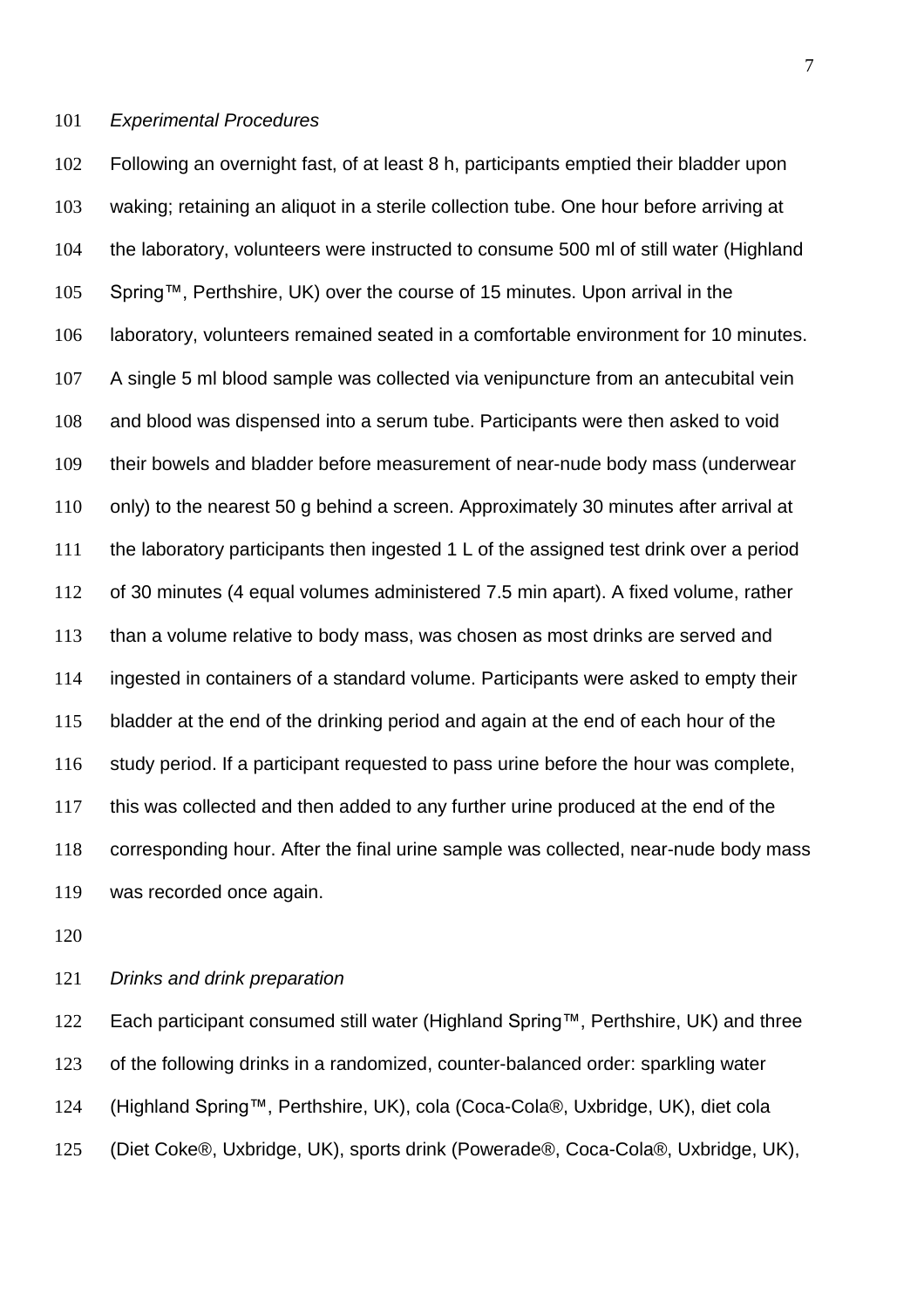*Experimental Procedures*

Following an overnight fast, of at least 8 h, participants emptied their bladder upon waking; retaining an aliquot in a sterile collection tube. One hour before arriving at the laboratory, volunteers were instructed to consume 500 ml of still water (Highland Spring™, Perthshire, UK) over the course of 15 minutes. Upon arrival in the laboratory, volunteers remained seated in a comfortable environment for 10 minutes. A single 5 ml blood sample was collected via venipuncture from an antecubital vein and blood was dispensed into a serum tube. Participants were then asked to void their bowels and bladder before measurement of near-nude body mass (underwear only) to the nearest 50 g behind a screen. Approximately 30 minutes after arrival at the laboratory participants then ingested 1 L of the assigned test drink over a period of 30 minutes (4 equal volumes administered 7.5 min apart). A fixed volume, rather than a volume relative to body mass, was chosen as most drinks are served and ingested in containers of a standard volume. Participants were asked to empty their bladder at the end of the drinking period and again at the end of each hour of the study period. If a participant requested to pass urine before the hour was complete, this was collected and then added to any further urine produced at the end of the corresponding hour. After the final urine sample was collected, near-nude body mass was recorded once again.

*Drinks and drink preparation*

Each participant consumed still water (Highland Spring™, Perthshire, UK) and three of the following drinks in a randomized, counter-balanced order: sparkling water (Highland Spring™, Perthshire, UK), cola (Coca-Cola®, Uxbridge, UK), diet cola (Diet Coke®, Uxbridge, UK), sports drink (Powerade®, Coca-Cola®, Uxbridge, UK),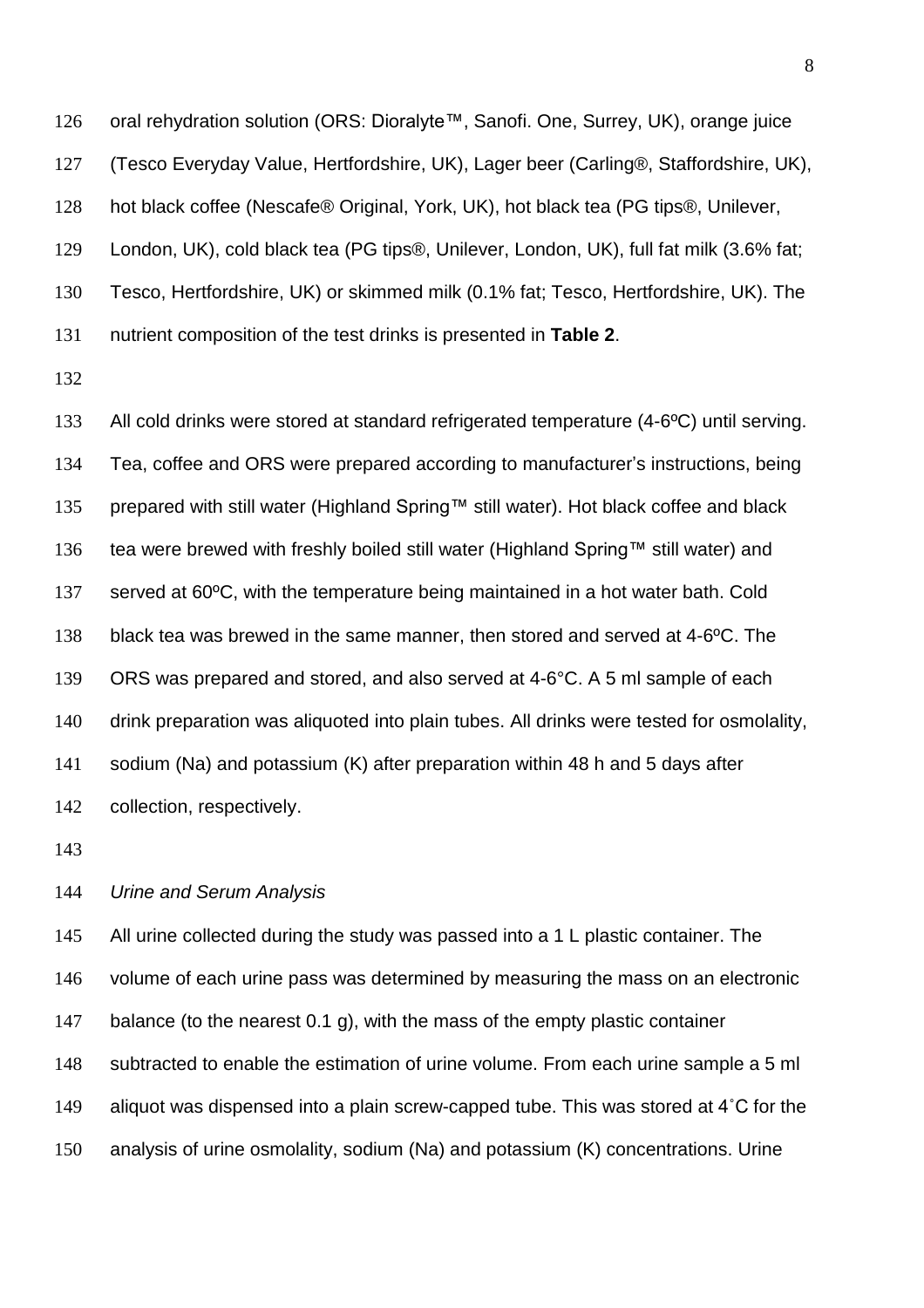oral rehydration solution (ORS: Dioralyte™, Sanofi. One, Surrey, UK), orange juice (Tesco Everyday Value, Hertfordshire, UK), Lager beer (Carling®, Staffordshire, UK), hot black coffee (Nescafe® Original, York, UK), hot black tea (PG tips®, Unilever, London, UK), cold black tea (PG tips®, Unilever, London, UK), full fat milk (3.6% fat; Tesco, Hertfordshire, UK) or skimmed milk (0.1% fat; Tesco, Hertfordshire, UK). The nutrient composition of the test drinks is presented in **Table 2**.

All cold drinks were stored at standard refrigerated temperature (4-6ºC) until serving. Tea, coffee and ORS were prepared according to manufacturer's instructions, being prepared with still water (Highland Spring™ still water). Hot black coffee and black tea were brewed with freshly boiled still water (Highland Spring™ still water) and served at 60ºC, with the temperature being maintained in a hot water bath. Cold black tea was brewed in the same manner, then stored and served at 4-6ºC. The ORS was prepared and stored, and also served at 4-6°C. A 5 ml sample of each drink preparation was aliquoted into plain tubes. All drinks were tested for osmolality, sodium (Na) and potassium (K) after preparation within 48 h and 5 days after collection, respectively.

*Urine and Serum Analysis*

All urine collected during the study was passed into a 1 L plastic container. The volume of each urine pass was determined by measuring the mass on an electronic balance (to the nearest 0.1 g), with the mass of the empty plastic container subtracted to enable the estimation of urine volume. From each urine sample a 5 ml aliquot was dispensed into a plain screw-capped tube. This was stored at 4˚C for the analysis of urine osmolality, sodium (Na) and potassium (K) concentrations. Urine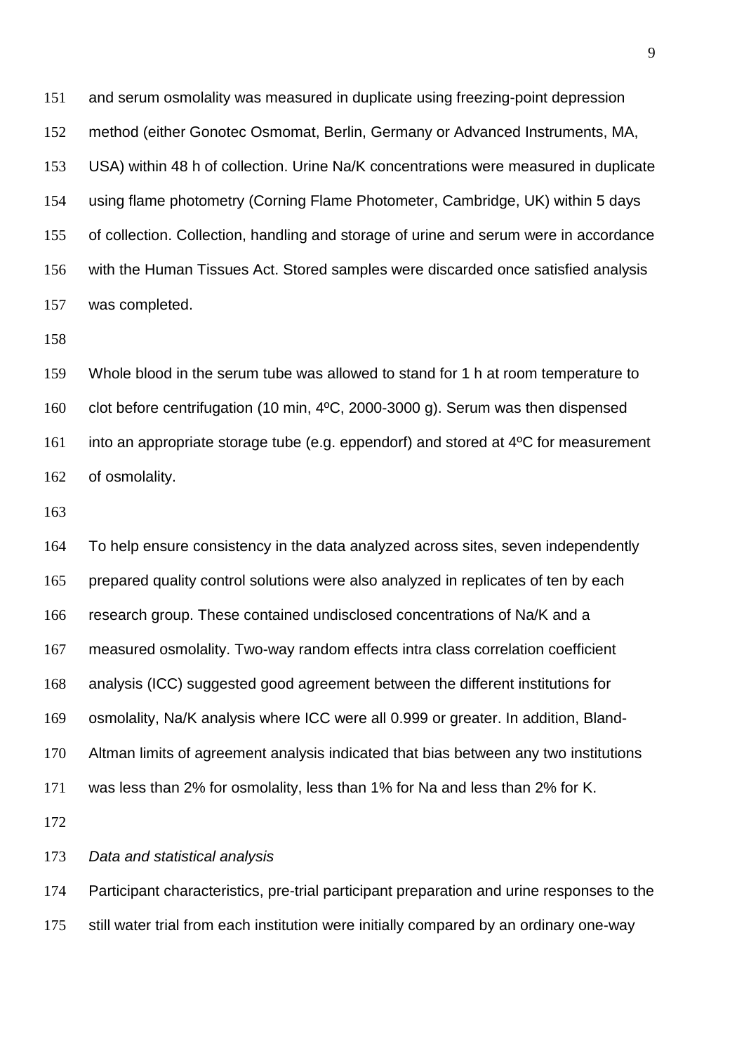and serum osmolality was measured in duplicate using freezing-point depression method (either Gonotec Osmomat, Berlin, Germany or Advanced Instruments, MA, USA) within 48 h of collection. Urine Na/K concentrations were measured in duplicate using flame photometry (Corning Flame Photometer, Cambridge, UK) within 5 days of collection. Collection, handling and storage of urine and serum were in accordance with the Human Tissues Act. Stored samples were discarded once satisfied analysis was completed.

Whole blood in the serum tube was allowed to stand for 1 h at room temperature to clot before centrifugation (10 min, 4ºC, 2000-3000 g). Serum was then dispensed into an appropriate storage tube (e.g. eppendorf) and stored at 4ºC for measurement of osmolality.

To help ensure consistency in the data analyzed across sites, seven independently prepared quality control solutions were also analyzed in replicates of ten by each research group. These contained undisclosed concentrations of Na/K and a measured osmolality. Two-way random effects intra class correlation coefficient analysis (ICC) suggested good agreement between the different institutions for osmolality, Na/K analysis where ICC were all 0.999 or greater. In addition, Bland-Altman limits of agreement analysis indicated that bias between any two institutions was less than 2% for osmolality, less than 1% for Na and less than 2% for K.

*Data and statistical analysis*

Participant characteristics, pre-trial participant preparation and urine responses to the still water trial from each institution were initially compared by an ordinary one-way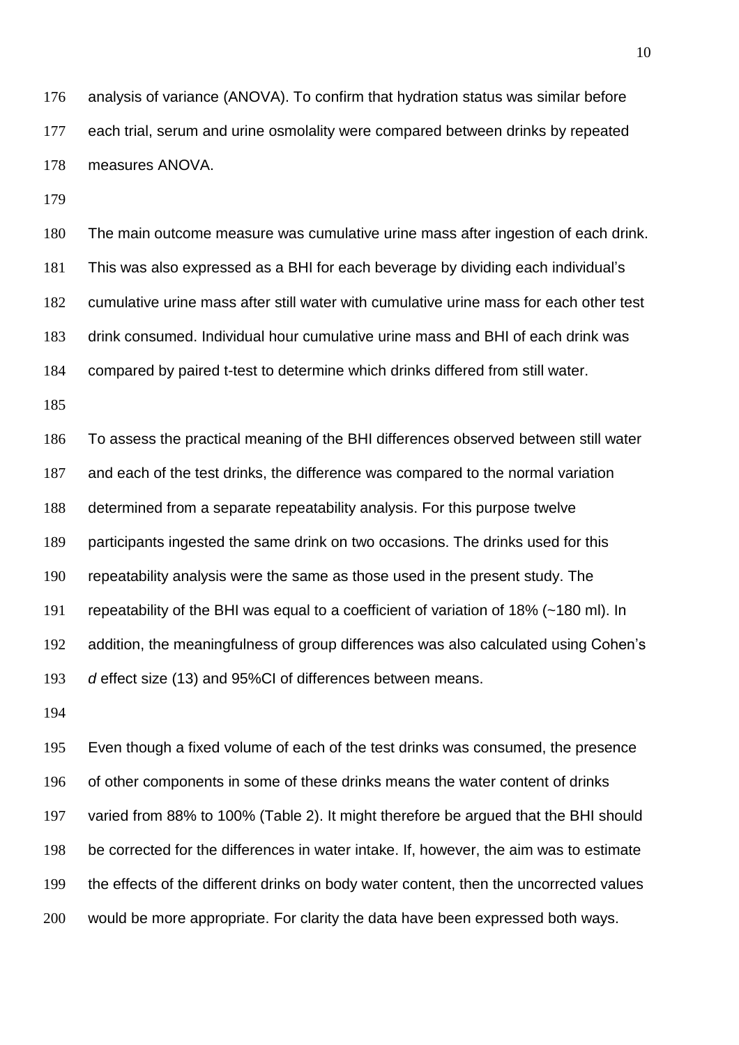analysis of variance (ANOVA). To confirm that hydration status was similar before each trial, serum and urine osmolality were compared between drinks by repeated measures ANOVA.

The main outcome measure was cumulative urine mass after ingestion of each drink. This was also expressed as a BHI for each beverage by dividing each individual's cumulative urine mass after still water with cumulative urine mass for each other test drink consumed. Individual hour cumulative urine mass and BHI of each drink was compared by paired t-test to determine which drinks differed from still water.

To assess the practical meaning of the BHI differences observed between still water and each of the test drinks, the difference was compared to the normal variation determined from a separate repeatability analysis. For this purpose twelve participants ingested the same drink on two occasions. The drinks used for this repeatability analysis were the same as those used in the present study. The repeatability of the BHI was equal to a coefficient of variation of 18% (~180 ml). In addition, the meaningfulness of group differences was also calculated using Cohen's *d* effect size (13) and 95%CI of differences between means.

Even though a fixed volume of each of the test drinks was consumed, the presence of other components in some of these drinks means the water content of drinks varied from 88% to 100% (Table 2). It might therefore be argued that the BHI should be corrected for the differences in water intake. If, however, the aim was to estimate the effects of the different drinks on body water content, then the uncorrected values would be more appropriate. For clarity the data have been expressed both ways.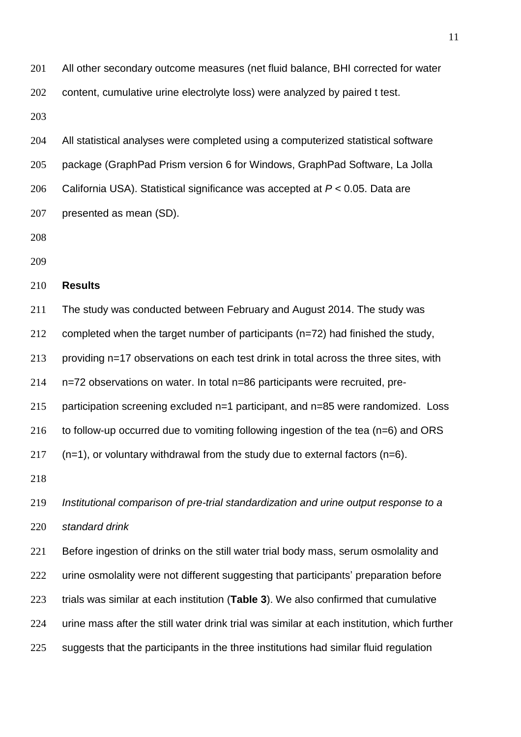All other secondary outcome measures (net fluid balance, BHI corrected for water content, cumulative urine electrolyte loss) were analyzed by paired t test.

All statistical analyses were completed using a computerized statistical software package (GraphPad Prism version 6 for Windows, GraphPad Software, La Jolla California USA). Statistical significance was accepted at $P < 0.05$. Data are presented as mean (SD).

## Results

The study was conducted between February and August 2014. The study was completed when the target number of participants (n=72) had finished the study, providing n=17 observations on each test drink in total across the three sites, with n=72 observations on water. In total n=86 participants were recruited, pre-participation screening excluded n=1 participant, and n=85 were randomized. Loss to follow-up occurred due to vomiting following ingestion of the tea (n=6) and ORS (n=1), or voluntary withdrawal from the study due to external factors (n=6).

*Institutional comparison of pre-trial standardization and urine output response to a standard drink*

Before ingestion of drinks on the still water trial body mass, serum osmolality and urine osmolality were not different suggesting that participants' preparation before trials was similar at each institution (**Table 3**). We also confirmed that cumulative urine mass after the still water drink trial was similar at each institution, which further suggests that the participants in the three institutions had similar fluid regulation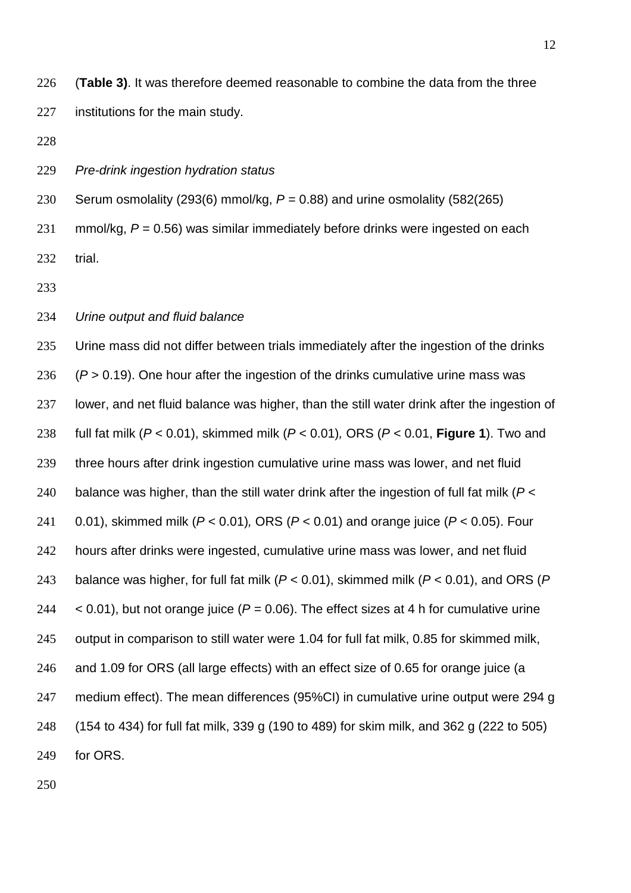(**Table 3)**. It was therefore deemed reasonable to combine the data from the three institutions for the main study.

*Pre-drink ingestion hydration status*

Serum osmolality (293(6) mmol/kg, $P = 0.88$) and urine osmolality (582(265) mmol/kg, $P = 0.56$) was similar immediately before drinks were ingested on each trial.

*Urine output and fluid balance*

Urine mass did not differ between trials immediately after the ingestion of the drinks ($P > 0.19$). One hour after the ingestion of the drinks cumulative urine mass was lower, and net fluid balance was higher, than the still water drink after the ingestion of full fat milk ($P < 0.01$), skimmed milk ($P < 0.01$), ORS ($P < 0.01$, **Figure 1**). Two and three hours after drink ingestion cumulative urine mass was lower, and net fluid balance was higher, than the still water drink after the ingestion of full fat milk ($P < 0.01$), skimmed milk ($P < 0.01$), ORS ($P < 0.01$) and orange juice ($P < 0.05$). Four hours after drinks were ingested, cumulative urine mass was lower, and net fluid balance was higher, for full fat milk ($P < 0.01$), skimmed milk ($P < 0.01$), and ORS ($P < 0.01$), but not orange juice ($P = 0.06$). The effect sizes at 4 h for cumulative urine output in comparison to still water were 1.04 for full fat milk, 0.85 for skimmed milk, and 1.09 for ORS (all large effects) with an effect size of 0.65 for orange juice (a medium effect). The mean differences (95%CI) in cumulative urine output were 294 g (154 to 434) for full fat milk, 339 g (190 to 489) for skim milk, and 362 g (222 to 505) for ORS.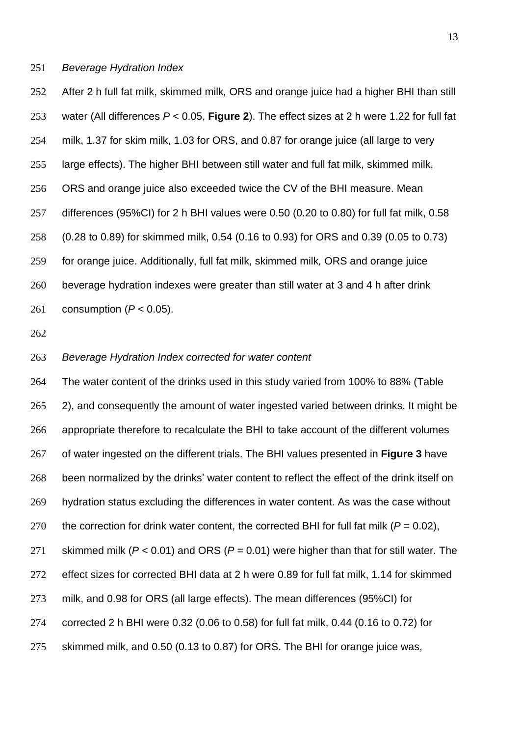*Beverage Hydration Index*

After 2 h full fat milk, skimmed milk*,* ORS and orange juice had a higher BHI than still water (All differences $P < 0.05$, **Figure 2**). The effect sizes at 2 h were 1.22 for full fat milk, 1.37 for skim milk, 1.03 for ORS, and 0.87 for orange juice (all large to very large effects). The higher BHI between still water and full fat milk, skimmed milk, ORS and orange juice also exceeded twice the CV of the BHI measure. Mean differences (95%CI) for 2 h BHI values were 0.50 (0.20 to 0.80) for full fat milk, 0.58 (0.28 to 0.89) for skimmed milk, 0.54 (0.16 to 0.93) for ORS and 0.39 (0.05 to 0.73) for orange juice. Additionally, full fat milk, skimmed milk*,* ORS and orange juice beverage hydration indexes were greater than still water at 3 and 4 h after drink consumption ($P < 0.05$).

*Beverage Hydration Index corrected for water content*

The water content of the drinks used in this study varied from 100% to 88% (Table 2), and consequently the amount of water ingested varied between drinks. It might be appropriate therefore to recalculate the BHI to take account of the different volumes of water ingested on the different trials. The BHI values presented in **Figure 3** have been normalized by the drinks' water content to reflect the effect of the drink itself on hydration status excluding the differences in water content. As was the case without the correction for drink water content, the corrected BHI for full fat milk ($P = 0.02$), skimmed milk ($P < 0.01$) and ORS ($P = 0.01$) were higher than that for still water. The effect sizes for corrected BHI data at 2 h were 0.89 for full fat milk, 1.14 for skimmed milk, and 0.98 for ORS (all large effects). The mean differences (95%CI) for corrected 2 h BHI were 0.32 (0.06 to 0.58) for full fat milk, 0.44 (0.16 to 0.72) for skimmed milk, and 0.50 (0.13 to 0.87) for ORS. The BHI for orange juice was,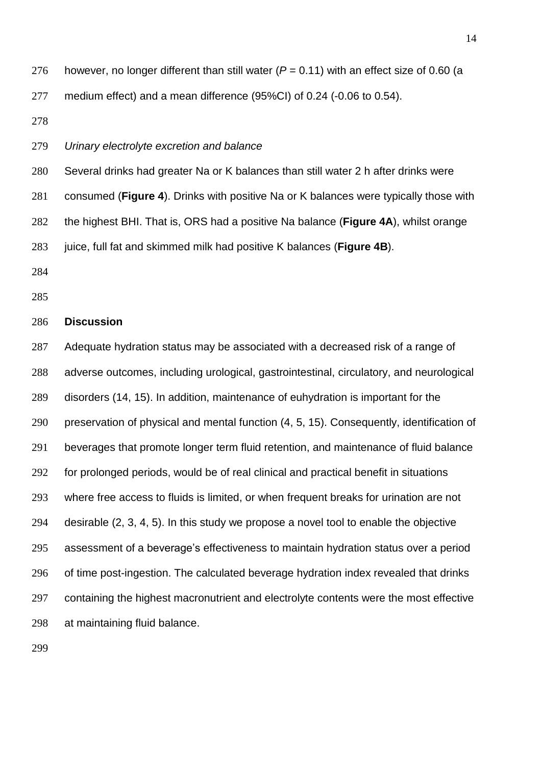however, no longer different than still water ($P = 0.11$) with an effect size of 0.60 (a medium effect) and a mean difference (95%CI) of 0.24 (-0.06 to 0.54).

*Urinary electrolyte excretion and balance*

Several drinks had greater Na or K balances than still water 2 h after drinks were consumed (**Figure 4**). Drinks with positive Na or K balances were typically those with the highest BHI. That is, ORS had a positive Na balance (**Figure 4A**), whilst orange juice, full fat and skimmed milk had positive K balances (**Figure 4B**).

## Discussion

Adequate hydration status may be associated with a decreased risk of a range of adverse outcomes, including urological, gastrointestinal, circulatory, and neurological disorders (14, 15). In addition, maintenance of euhydration is important for the preservation of physical and mental function (4, 5, 15). Consequently, identification of beverages that promote longer term fluid retention, and maintenance of fluid balance for prolonged periods, would be of real clinical and practical benefit in situations where free access to fluids is limited, or when frequent breaks for urination are not desirable (2, 3, 4, 5). In this study we propose a novel tool to enable the objective assessment of a beverage's effectiveness to maintain hydration status over a period of time post-ingestion. The calculated beverage hydration index revealed that drinks containing the highest macronutrient and electrolyte contents were the most effective at maintaining fluid balance.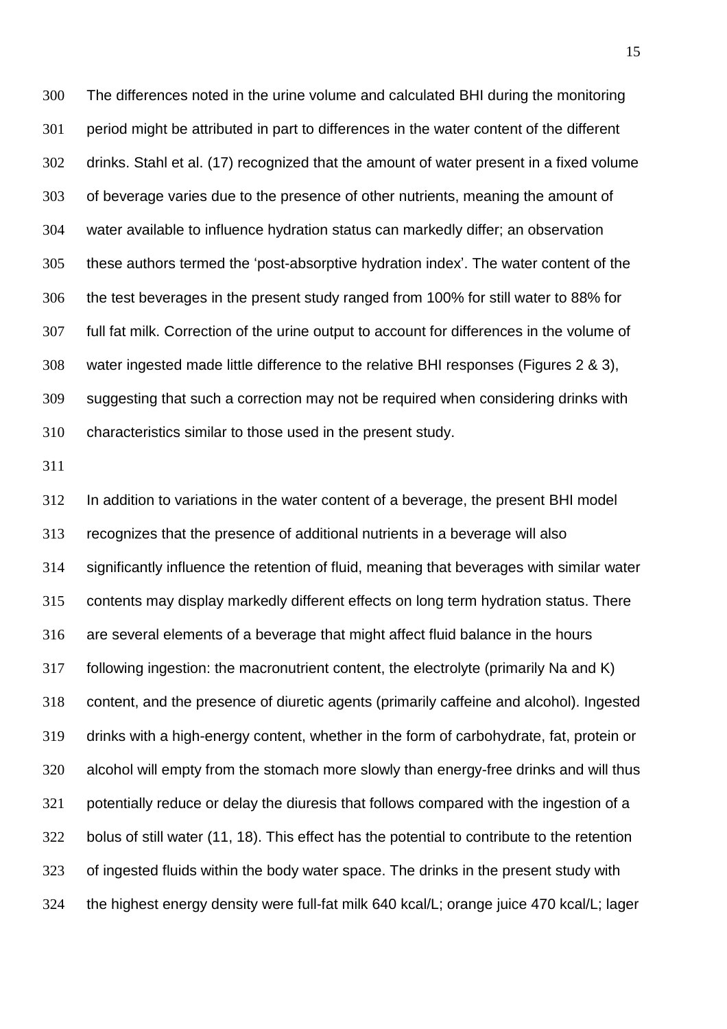The differences noted in the urine volume and calculated BHI during the monitoring period might be attributed in part to differences in the water content of the different drinks. Stahl et al. (17) recognized that the amount of water present in a fixed volume of beverage varies due to the presence of other nutrients, meaning the amount of water available to influence hydration status can markedly differ; an observation these authors termed the 'post-absorptive hydration index'. The water content of the the test beverages in the present study ranged from 100% for still water to 88% for full fat milk. Correction of the urine output to account for differences in the volume of water ingested made little difference to the relative BHI responses (Figures 2 & 3), suggesting that such a correction may not be required when considering drinks with characteristics similar to those used in the present study.

In addition to variations in the water content of a beverage, the present BHI model recognizes that the presence of additional nutrients in a beverage will also significantly influence the retention of fluid, meaning that beverages with similar water contents may display markedly different effects on long term hydration status. There are several elements of a beverage that might affect fluid balance in the hours following ingestion: the macronutrient content, the electrolyte (primarily Na and K) content, and the presence of diuretic agents (primarily caffeine and alcohol). Ingested drinks with a high-energy content, whether in the form of carbohydrate, fat, protein or alcohol will empty from the stomach more slowly than energy-free drinks and will thus potentially reduce or delay the diuresis that follows compared with the ingestion of a bolus of still water (11, 18). This effect has the potential to contribute to the retention of ingested fluids within the body water space. The drinks in the present study with the highest energy density were full-fat milk 640 kcal/L; orange juice 470 kcal/L; lager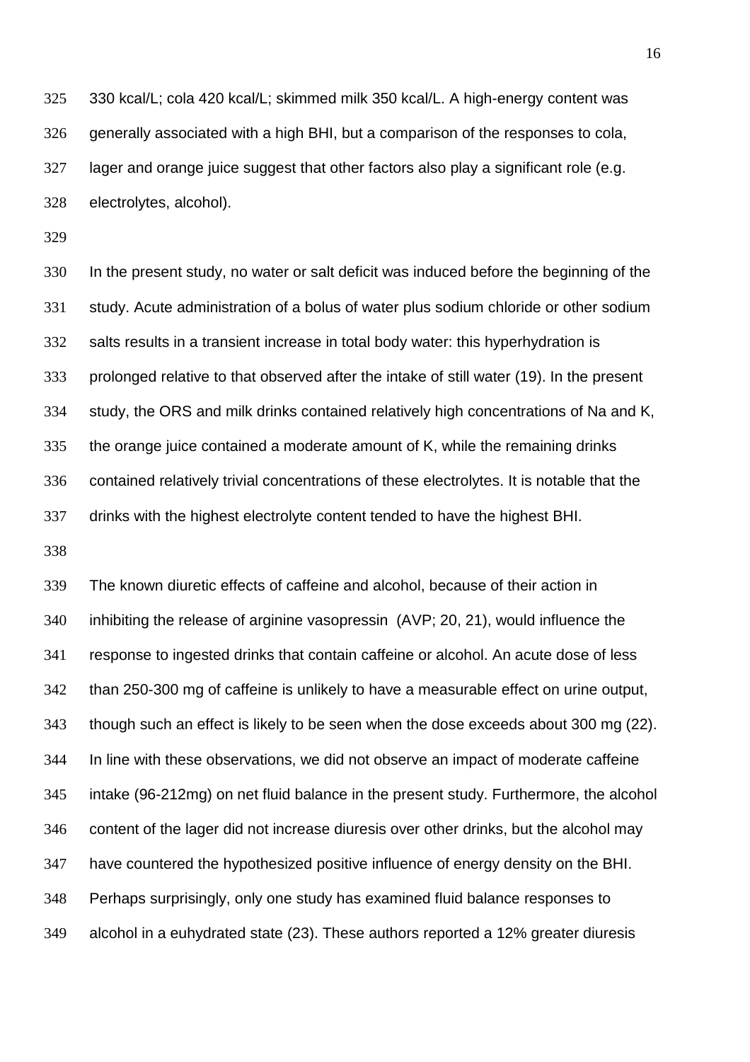330 kcal/L; cola 420 kcal/L; skimmed milk 350 kcal/L. A high-energy content was generally associated with a high BHI, but a comparison of the responses to cola, lager and orange juice suggest that other factors also play a significant role (e.g. electrolytes, alcohol).

In the present study, no water or salt deficit was induced before the beginning of the study. Acute administration of a bolus of water plus sodium chloride or other sodium salts results in a transient increase in total body water: this hyperhydration is prolonged relative to that observed after the intake of still water (19). In the present study, the ORS and milk drinks contained relatively high concentrations of Na and K, the orange juice contained a moderate amount of K, while the remaining drinks contained relatively trivial concentrations of these electrolytes. It is notable that the drinks with the highest electrolyte content tended to have the highest BHI.

The known diuretic effects of caffeine and alcohol, because of their action in inhibiting the release of arginine vasopressin (AVP; 20, 21), would influence the response to ingested drinks that contain caffeine or alcohol. An acute dose of less than 250-300 mg of caffeine is unlikely to have a measurable effect on urine output, though such an effect is likely to be seen when the dose exceeds about 300 mg (22). In line with these observations, we did not observe an impact of moderate caffeine intake (96-212mg) on net fluid balance in the present study. Furthermore, the alcohol content of the lager did not increase diuresis over other drinks, but the alcohol may have countered the hypothesized positive influence of energy density on the BHI. Perhaps surprisingly, only one study has examined fluid balance responses to alcohol in a euhydrated state (23). These authors reported a 12% greater diuresis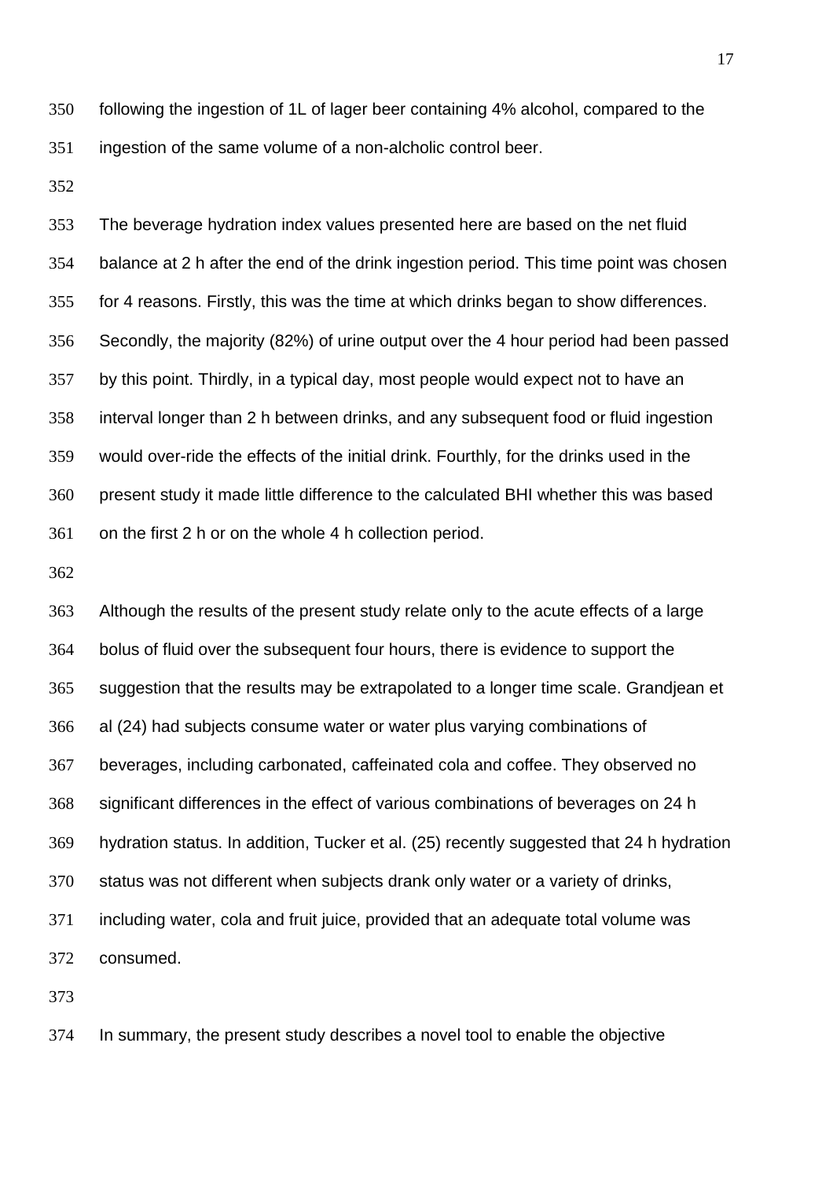following the ingestion of 1L of lager beer containing 4% alcohol, compared to the ingestion of the same volume of a non-alcholic control beer.

The beverage hydration index values presented here are based on the net fluid balance at 2 h after the end of the drink ingestion period. This time point was chosen for 4 reasons. Firstly, this was the time at which drinks began to show differences. Secondly, the majority (82%) of urine output over the 4 hour period had been passed by this point. Thirdly, in a typical day, most people would expect not to have an interval longer than 2 h between drinks, and any subsequent food or fluid ingestion would over-ride the effects of the initial drink. Fourthly, for the drinks used in the present study it made little difference to the calculated BHI whether this was based on the first 2 h or on the whole 4 h collection period.

Although the results of the present study relate only to the acute effects of a large bolus of fluid over the subsequent four hours, there is evidence to support the suggestion that the results may be extrapolated to a longer time scale. Grandjean et al (24) had subjects consume water or water plus varying combinations of beverages, including carbonated, caffeinated cola and coffee. They observed no significant differences in the effect of various combinations of beverages on 24 h hydration status. In addition, Tucker et al. (25) recently suggested that 24 h hydration status was not different when subjects drank only water or a variety of drinks, including water, cola and fruit juice, provided that an adequate total volume was consumed.

In summary, the present study describes a novel tool to enable the objective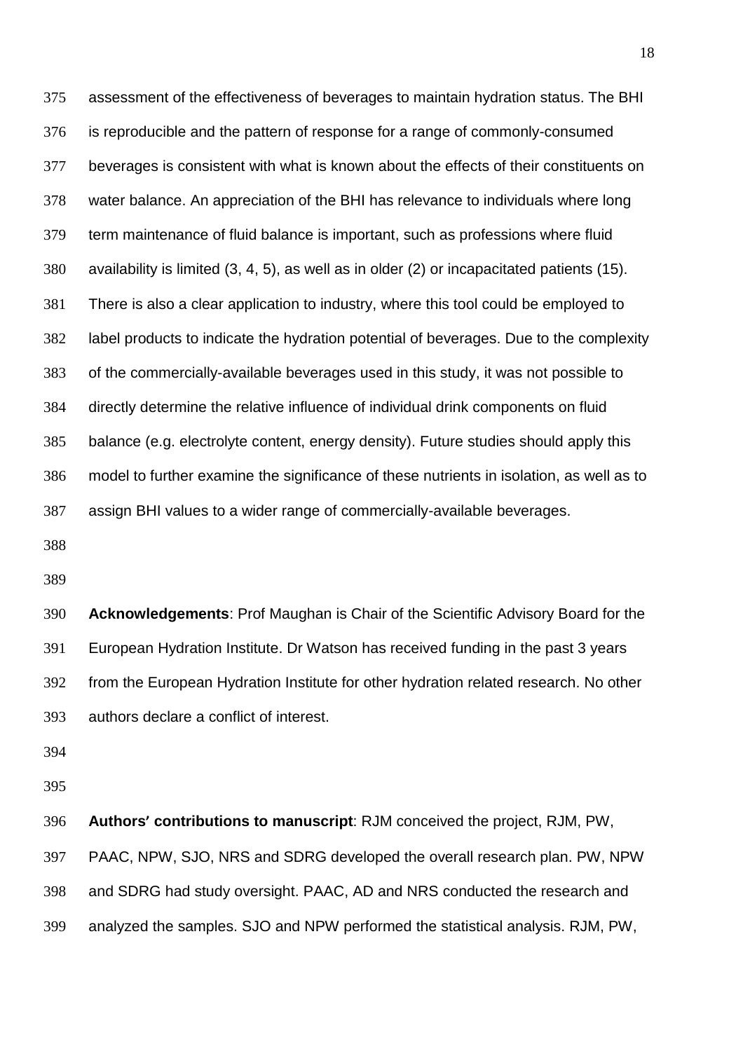assessment of the effectiveness of beverages to maintain hydration status. The BHI is reproducible and the pattern of response for a range of commonly-consumed beverages is consistent with what is known about the effects of their constituents on water balance. An appreciation of the BHI has relevance to individuals where long term maintenance of fluid balance is important, such as professions where fluid availability is limited (3, 4, 5), as well as in older (2) or incapacitated patients (15). There is also a clear application to industry, where this tool could be employed to label products to indicate the hydration potential of beverages. Due to the complexity of the commercially-available beverages used in this study, it was not possible to directly determine the relative influence of individual drink components on fluid balance (e.g. electrolyte content, energy density). Future studies should apply this model to further examine the significance of these nutrients in isolation, as well as to assign BHI values to a wider range of commercially-available beverages.

**Acknowledgements**: Prof Maughan is Chair of the Scientific Advisory Board for the European Hydration Institute. Dr Watson has received funding in the past 3 years from the European Hydration Institute for other hydration related research. No other authors declare a conflict of interest.

**Authors' contributions to manuscript**: RJM conceived the project, RJM, PW, PAAC, NPW, SJO, NRS and SDRG developed the overall research plan. PW, NPW and SDRG had study oversight. PAAC, AD and NRS conducted the research and analyzed the samples. SJO and NPW performed the statistical analysis. RJM, PW,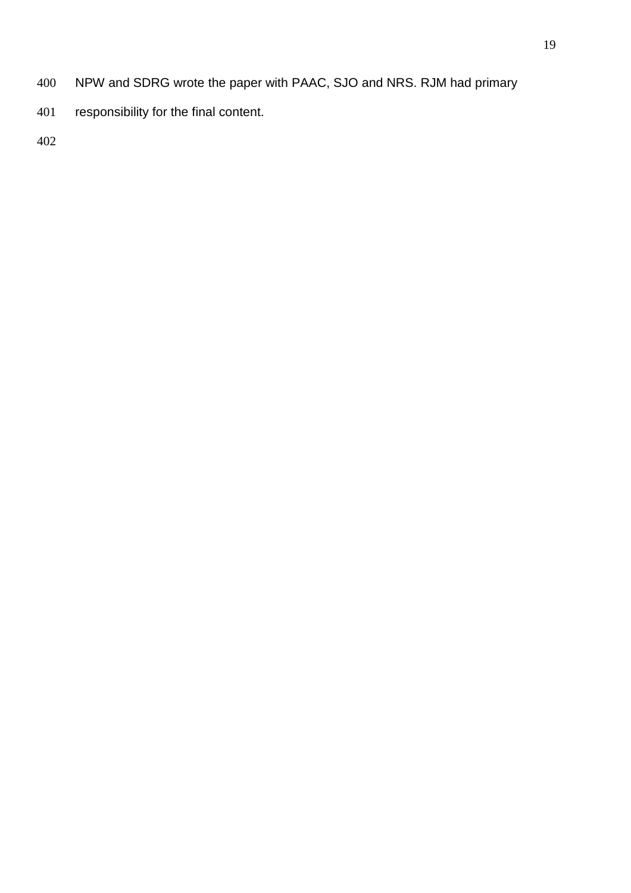NPW and SDRG wrote the paper with PAAC, SJO and NRS. RJM had primary responsibility for the final content.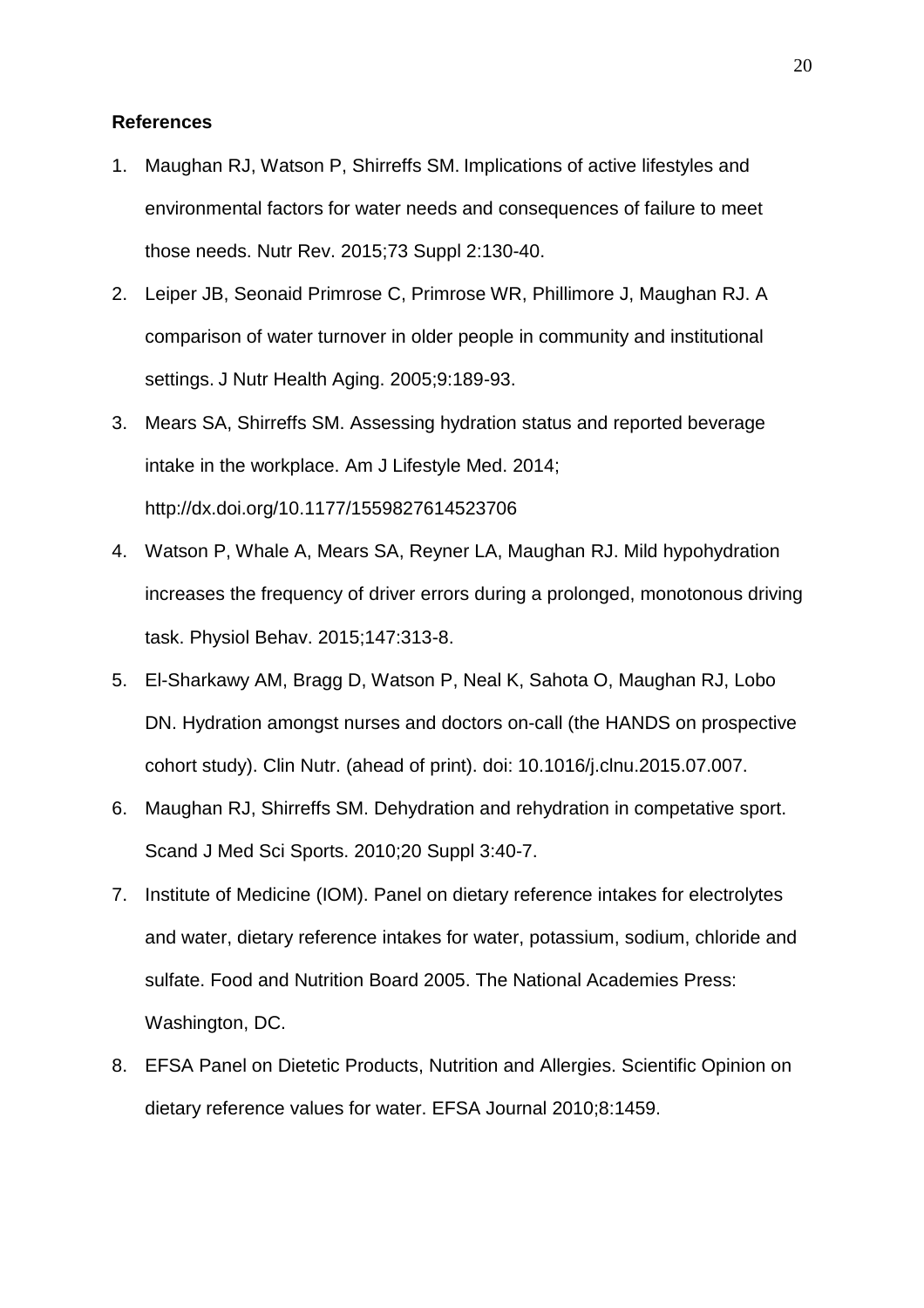**References**

1. Maughan RJ, Watson P, Shirreffs SM. Implications of active lifestyles and environmental factors for water needs and consequences of failure to meet those needs. Nutr Rev. 2015;73 Suppl 2:130-40.
2. Leiper JB, Seonaid Primrose C, Primrose WR, Phillimore J, Maughan RJ. A comparison of water turnover in older people in community and institutional settings. J Nutr Health Aging. 2005;9:189-93.
3. Mears SA, Shirreffs SM. Assessing hydration status and reported beverage intake in the workplace. Am J Lifestyle Med. 2014; http://dx.doi.org/10.1177/1559827614523706
4. Watson P, Whale A, Mears SA, Reyner LA, Maughan RJ. Mild hypohydration increases the frequency of driver errors during a prolonged, monotonous driving task. Physiol Behav. 2015;147:313-8.
5. El-Sharkawy AM, Bragg D, Watson P, Neal K, Sahota O, Maughan RJ, Lobo DN. Hydration amongst nurses and doctors on-call (the HANDS on prospective cohort study). Clin Nutr. (ahead of print). doi: 10.1016/j.clnu.2015.07.007.
6. Maughan RJ, Shirreffs SM. Dehydration and rehydration in competative sport. Scand J Med Sci Sports. 2010;20 Suppl 3:40-7.
7. Institute of Medicine (IOM). Panel on dietary reference intakes for electrolytes and water, dietary reference intakes for water, potassium, sodium, chloride and sulfate. Food and Nutrition Board 2005. The National Academies Press: Washington, DC.
8. EFSA Panel on Dietetic Products, Nutrition and Allergies. Scientific Opinion on dietary reference values for water. EFSA Journal 2010;8:1459.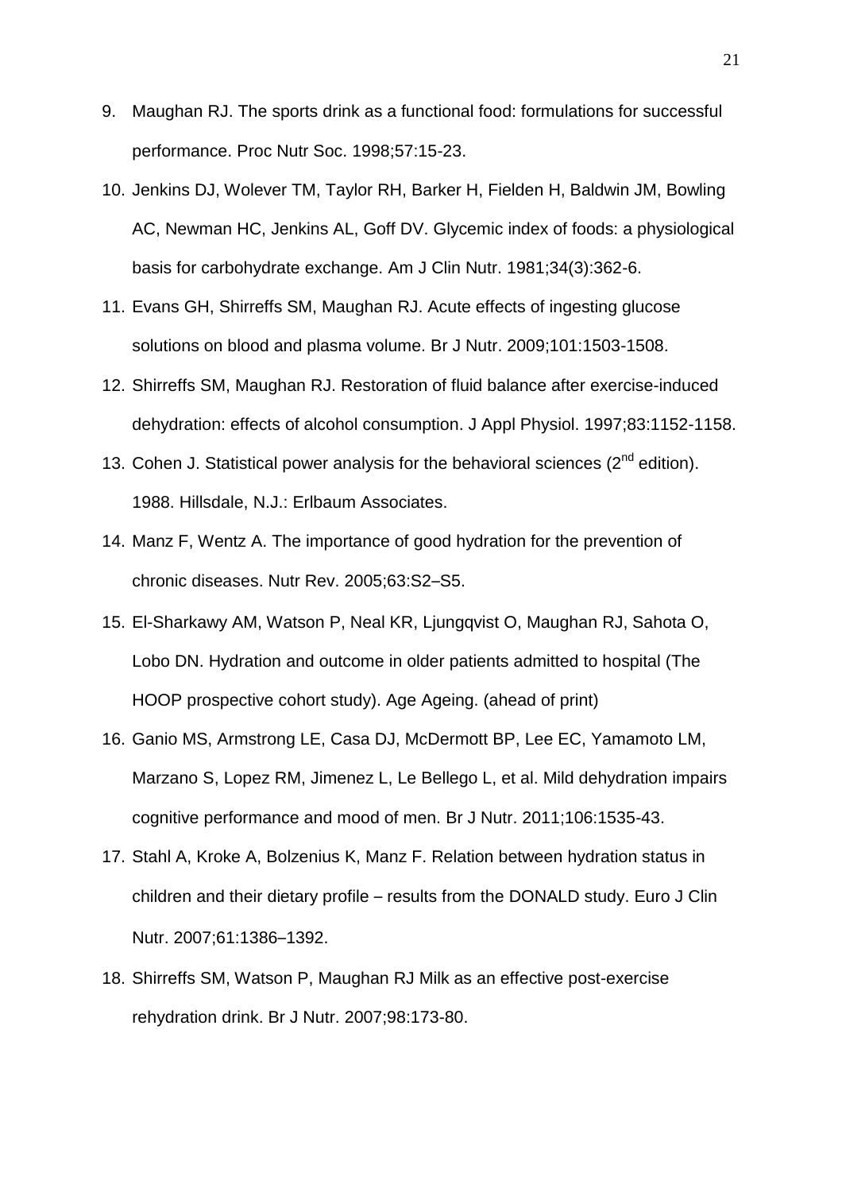9. Maughan RJ. The sports drink as a functional food: formulations for successful performance. Proc Nutr Soc. 1998;57:15-23.
10. Jenkins DJ, Wolever TM, Taylor RH, Barker H, Fielden H, Baldwin JM, Bowling AC, Newman HC, Jenkins AL, Goff DV. Glycemic index of foods: a physiological basis for carbohydrate exchange. Am J Clin Nutr. 1981;34(3):362-6.
11. Evans GH, Shirreffs SM, Maughan RJ. Acute effects of ingesting glucose solutions on blood and plasma volume. Br J Nutr. 2009;101:1503-1508.
12. Shirreffs SM, Maughan RJ. Restoration of fluid balance after exercise-induced dehydration: effects of alcohol consumption. J Appl Physiol. 1997;83:1152-1158.
13. Cohen J. Statistical power analysis for the behavioral sciences (2nd edition). 1988. Hillsdale, N.J.: Erlbaum Associates.
14. Manz F, Wentz A. The importance of good hydration for the prevention of chronic diseases. Nutr Rev. 2005;63:S2–S5.
15. El-Sharkawy AM, Watson P, Neal KR, Ljungqvist O, Maughan RJ, Sahota O, Lobo DN. Hydration and outcome in older patients admitted to hospital (The HOOP prospective cohort study). Age Ageing. (ahead of print)
16. Ganio MS, Armstrong LE, Casa DJ, McDermott BP, Lee EC, Yamamoto LM, Marzano S, Lopez RM, Jimenez L, Le Bellego L, et al. Mild dehydration impairs cognitive performance and mood of men. Br J Nutr. 2011;106:1535-43.
17. Stahl A, Kroke A, Bolzenius K, Manz F. Relation between hydration status in children and their dietary profile – results from the DONALD study. Euro J Clin Nutr. 2007;61:1386–1392.
18. Shirreffs SM, Watson P, Maughan RJ Milk as an effective post-exercise rehydration drink. Br J Nutr. 2007;98:173-80.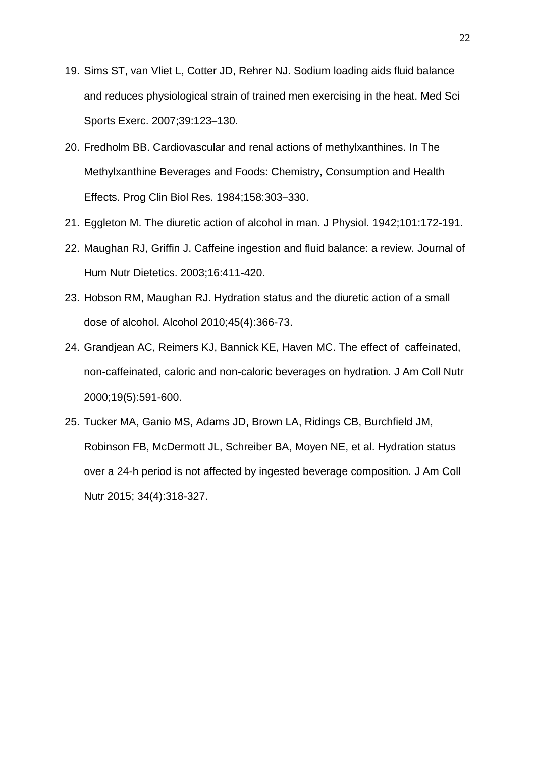19. Sims ST, van Vliet L, Cotter JD, Rehrer NJ. Sodium loading aids fluid balance and reduces physiological strain of trained men exercising in the heat. Med Sci Sports Exerc. 2007;39:123–130.
20. Fredholm BB. Cardiovascular and renal actions of methylxanthines. In The Methylxanthine Beverages and Foods: Chemistry, Consumption and Health Effects. Prog Clin Biol Res. 1984;158:303–330.
21. Eggleton M. The diuretic action of alcohol in man. J Physiol. 1942;101:172-191.
22. Maughan RJ, Griffin J. Caffeine ingestion and fluid balance: a review. Journal of Hum Nutr Dietetics. 2003;16:411-420.
23. Hobson RM, Maughan RJ. Hydration status and the diuretic action of a small dose of alcohol. Alcohol 2010;45(4):366-73.
24. Grandjean AC, Reimers KJ, Bannick KE, Haven MC. The effect of caffeinated, non-caffeinated, caloric and non-caloric beverages on hydration. J Am Coll Nutr 2000;19(5):591-600.
25. Tucker MA, Ganio MS, Adams JD, Brown LA, Ridings CB, Burchfield JM, Robinson FB, McDermott JL, Schreiber BA, Moyen NE, et al. Hydration status over a 24-h period is not affected by ingested beverage composition. J Am Coll Nutr 2015; 34(4):318-327.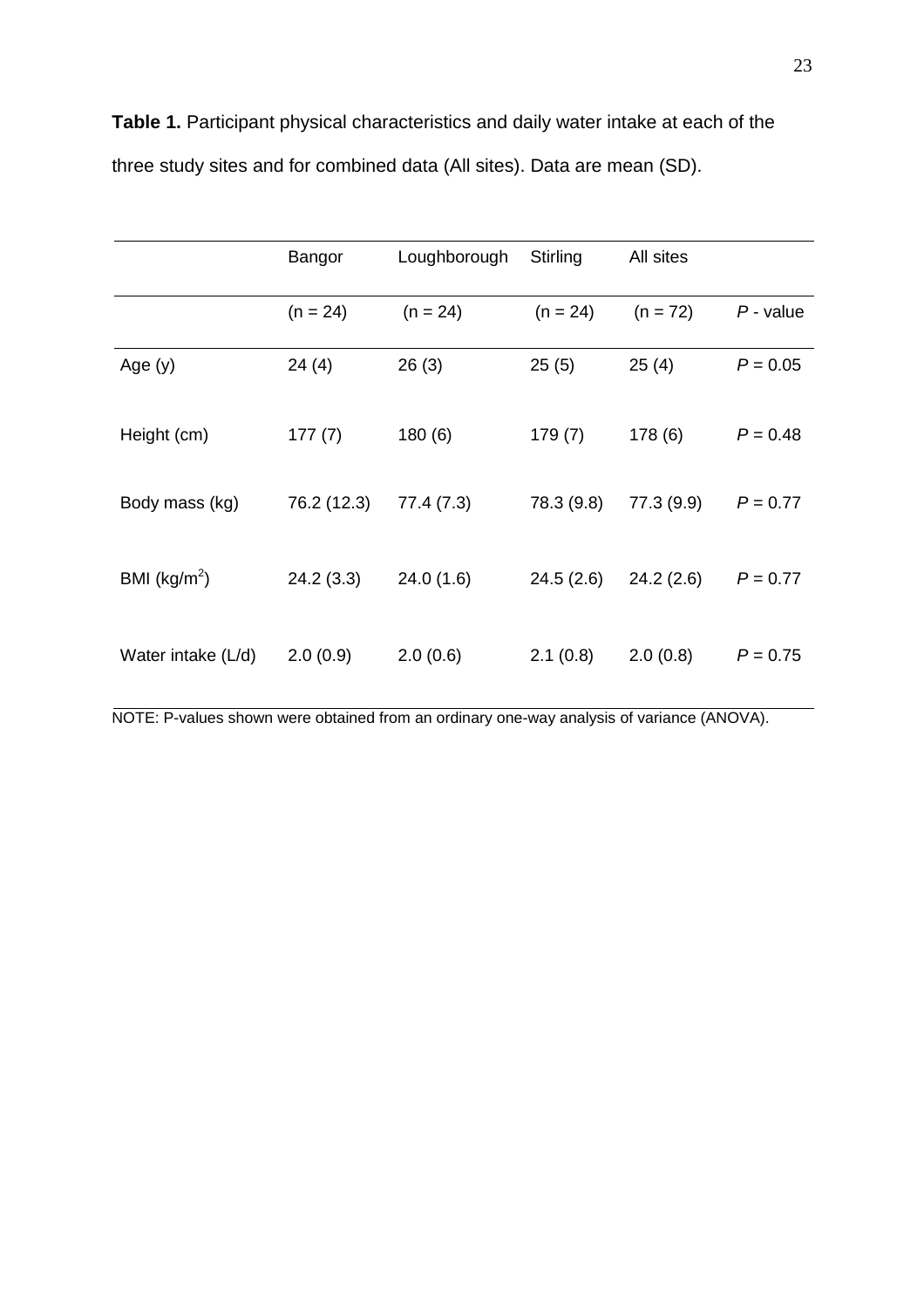**Table 1.** Participant physical characteristics and daily water intake at each of the three study sites and for combined data (All sites). Data are mean (SD).

| | Bangor | Loughborough | Stirling | All sites | |
|---|---|---|---|---|---|
| | (n = 24) | (n = 24) | (n = 24) | (n = 72) | *P* - value |
| Age (y) | 24 (4) | 26 (3) | 25 (5) | 25 (4) | *P* = 0.05 |
| Height (cm) | 177 (7) | 180 (6) | 179 (7) | 178 (6) | *P* = 0.48 |
| Body mass (kg) | 76.2 (12.3) | 77.4 (7.3) | 78.3 (9.8) | 77.3 (9.9) | *P* = 0.77 |
| BMI ($kg/m^2$) | 24.2 (3.3) | 24.0 (1.6) | 24.5 (2.6) | 24.2 (2.6) | *P* = 0.77 |
| Water intake (L/d) | 2.0 (0.9) | 2.0 (0.6) | 2.1 (0.8) | 2.0 (0.8) | *P* = 0.75 |

NOTE: P-values shown were obtained from an ordinary one-way analysis of variance (ANOVA).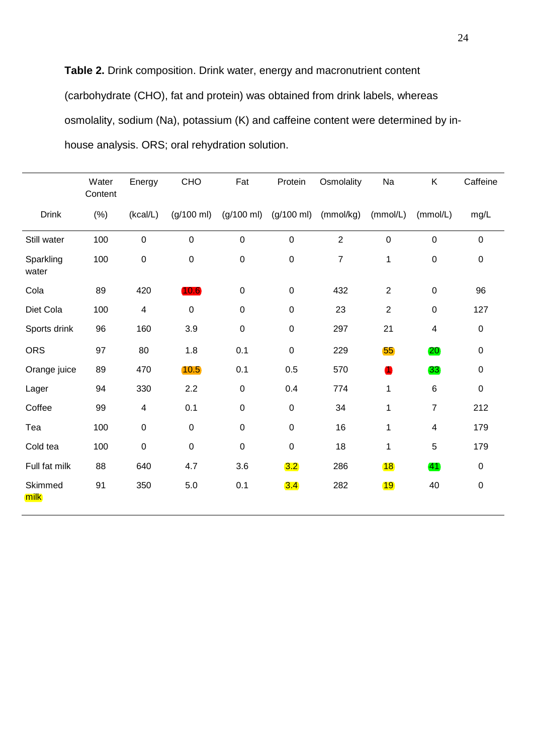**Table 2.** Drink composition. Drink water, energy and macronutrient content (carbohydrate (CHO), fat and protein) was obtained from drink labels, whereas osmolality, sodium (Na), potassium (K) and caffeine content were determined by in-house analysis. ORS; oral rehydration solution.

| Drink | Water Content (%) | Energy (kcal/L) | CHO (g/100 ml) | Fat (g/100 ml) | Protein (g/100 ml) | Osmolality (mmol/kg) | Na (mmol/L) | K (mmol/L) | Caffeine mg/L |
|---|---|---|---|---|---|---|---|---|---|
| Still water | 100 | 0 | 0 | 0 | 0 | 2 | 0 | 0 | 0 |
| Sparkling water | 100 | 0 | 0 | 0 | 0 | 7 | 1 | 0 | 0 |
| Cola | 89 | 420 | 10.6 | 0 | 0 | 432 | 2 | 0 | 96 |
| Diet Cola | 100 | 4 | 0 | 0 | 0 | 23 | 2 | 0 | 127 |
| Sports drink | 96 | 160 | 3.9 | 0 | 0 | 297 | 21 | 4 | 0 |
| ORS | 97 | 80 | 1.8 | 0.1 | 0 | 229 | 55 | 20 | 0 |
| Orange juice | 89 | 470 | 10.5 | 0.1 | 0.5 | 570 | 1 | 33 | 0 |
| Lager | 94 | 330 | 2.2 | 0 | 0.4 | 774 | 1 | 6 | 0 |
| Coffee | 99 | 4 | 0.1 | 0 | 0 | 34 | 1 | 7 | 212 |
| Tea | 100 | 0 | 0 | 0 | 0 | 16 | 1 | 4 | 179 |
| Cold tea | 100 | 0 | 0 | 0 | 0 | 18 | 1 | 5 | 179 |
| Full fat milk | 88 | 640 | 4.7 | 3.6 | 3.2 | 286 | 18 | 41 | 0 |
| Skimmed milk | 91 | 350 | 5.0 | 0.1 | 3.4 | 282 | 19 | 40 | 0 |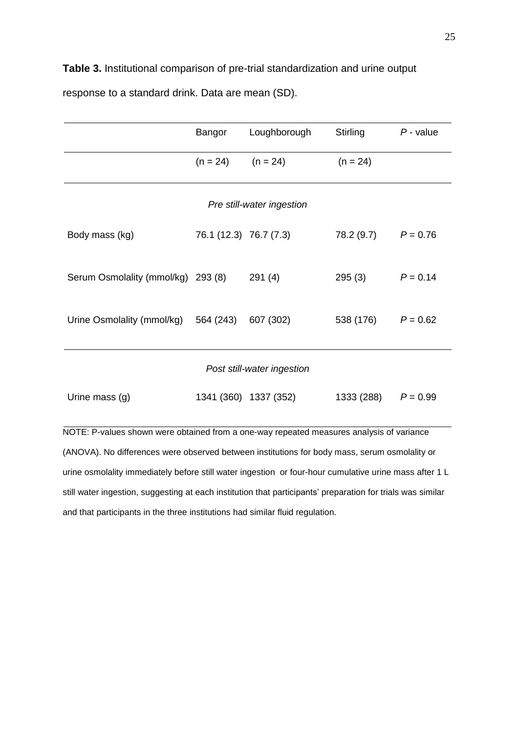**Table 3.** Institutional comparison of pre-trial standardization and urine output response to a standard drink. Data are mean (SD).

| | Bangor | Loughborough | Stirling | *P* - value |
|---|---|---|---|---|
| | (n = 24) | (n = 24) | (n = 24) | |
| | | *Pre still-water ingestion* | | |
| Body mass (kg) | 76.1 (12.3) | 76.7 (7.3) | 78.2 (9.7) | *P* = 0.76 |
| Serum Osmolality (mmol/kg) | 293 (8) | 291 (4) | 295 (3) | *P* = 0.14 |
| Urine Osmolality (mmol/kg) | 564 (243) | 607 (302) | 538 (176) | *P* = 0.62 |
| | | *Post still-water ingestion* | | |
| Urine mass (g) | 1341 (360) | 1337 (352) | 1333 (288) | *P* = 0.99 |

NOTE: P-values shown were obtained from a one-way repeated measures analysis of variance (ANOVA). No differences were observed between institutions for body mass, serum osmolality or urine osmolality immediately before still water ingestion or four-hour cumulative urine mass after 1 L still water ingestion, suggesting at each institution that participants' preparation for trials was similar and that participants in the three institutions had similar fluid regulation.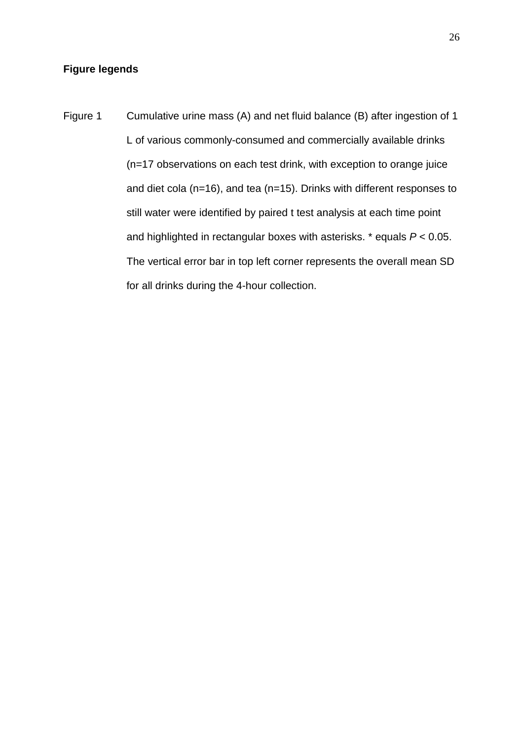**Figure legends**

Figure 1 Cumulative urine mass (A) and net fluid balance (B) after ingestion of 1 L of various commonly-consumed and commercially available drinks (n=17 observations on each test drink, with exception to orange juice and diet cola (n=16), and tea (n=15). Drinks with different responses to still water were identified by paired t test analysis at each time point and highlighted in rectangular boxes with asterisks. * equals $P < 0.05$. The vertical error bar in top left corner represents the overall mean SD for all drinks during the 4-hour collection.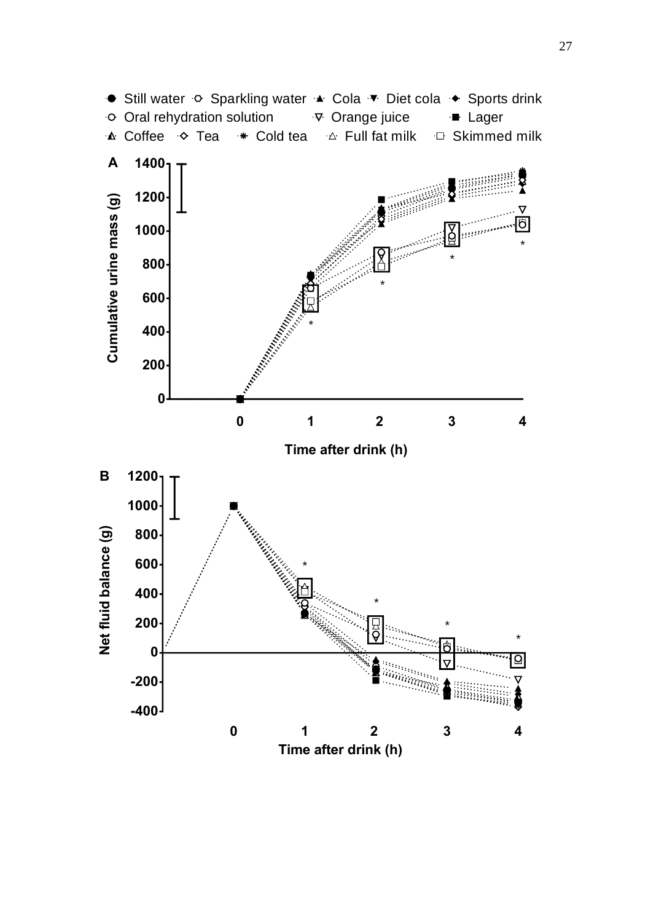● Still water ○ Sparkling water ▲ Cola ▼ Diet cola ◆ Sports drink
○ Oral rehydration solution ▽ Orange juice ■ Lager
▲ Coffee ◇ Tea ✱ Cold tea △ Full fat milk □ Skimmed milk

**A**

Cumulative urine mass (g)

Time after drink (h)

**B**

Net fluid balance (g)

Time after drink (h)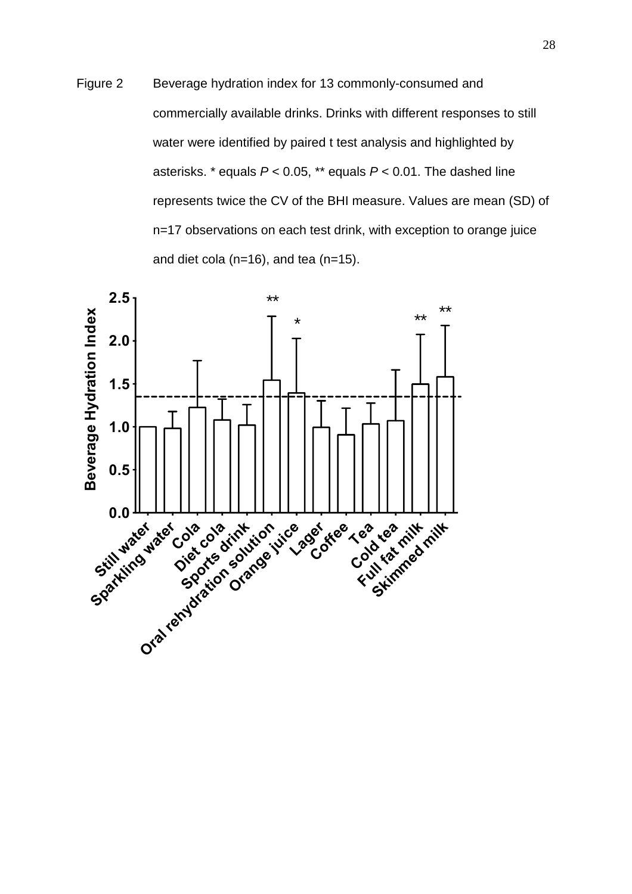Figure 2 Beverage hydration index for 13 commonly-consumed and commercially available drinks. Drinks with different responses to still water were identified by paired t test analysis and highlighted by asterisks. * equals $P < 0.05$, ** equals $P < 0.01$. The dashed line represents twice the CV of the BHI measure. Values are mean (SD) of n=17 observations on each test drink, with exception to orange juice and diet cola (n=16), and tea (n=15).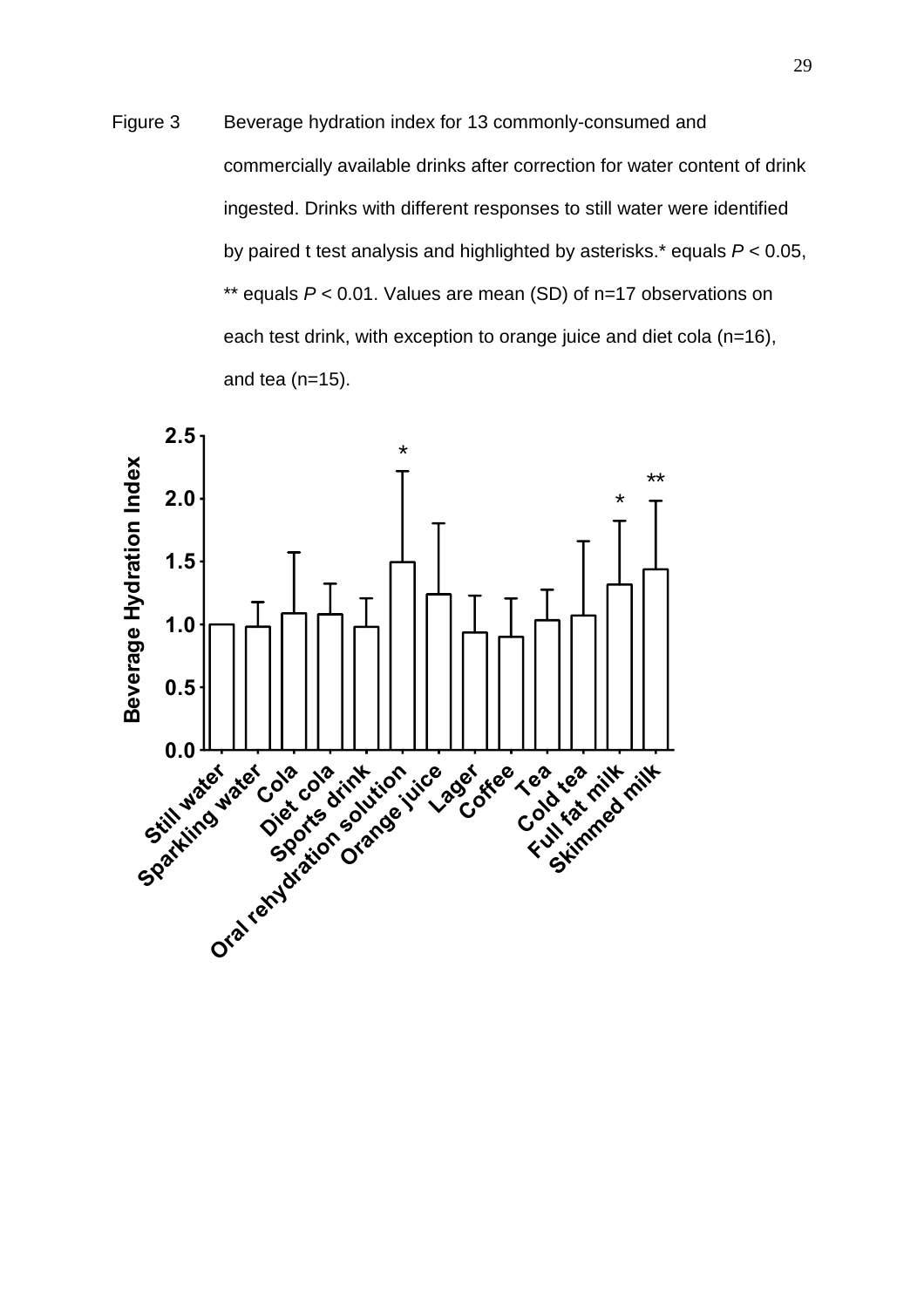Figure 3 Beverage hydration index for 13 commonly-consumed and commercially available drinks after correction for water content of drink ingested. Drinks with different responses to still water were identified by paired t test analysis and highlighted by asterisks.* equals $P < 0.05$, ** equals $P < 0.01$. Values are mean (SD) of n=17 observations on each test drink, with exception to orange juice and diet cola (n=16), and tea (n=15).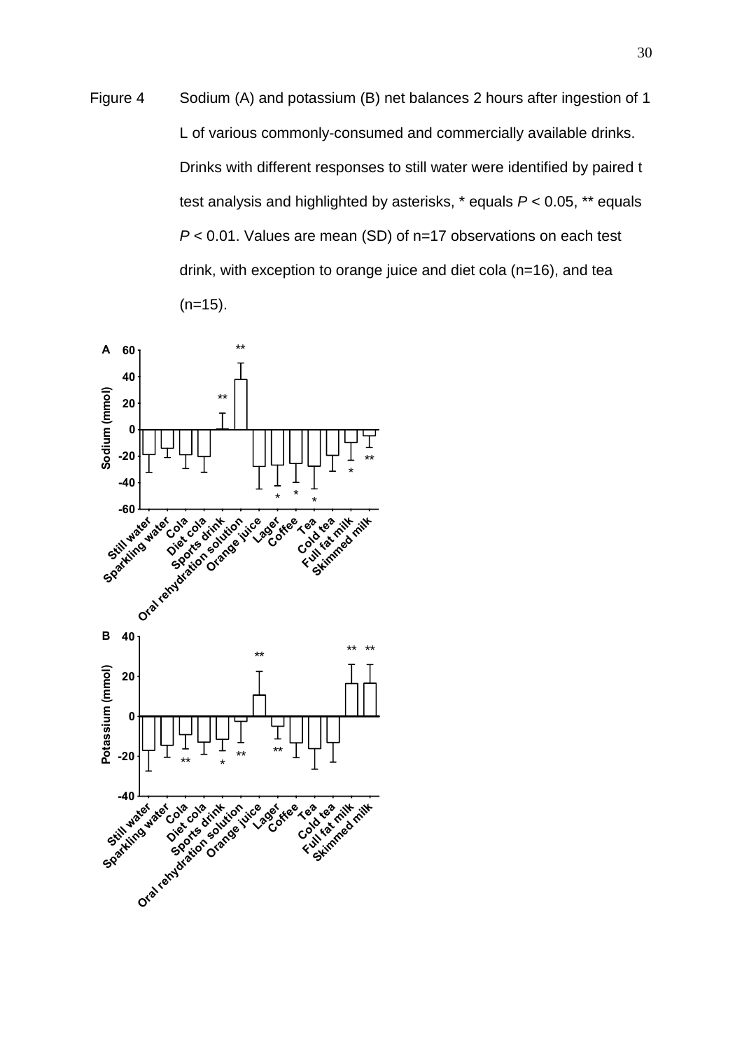Figure 4 Sodium (A) and potassium (B) net balances 2 hours after ingestion of 1 L of various commonly-consumed and commercially available drinks. Drinks with different responses to still water were identified by paired t test analysis and highlighted by asterisks, * equals $P < 0.05$, ** equals $P < 0.01$. Values are mean (SD) of n=17 observations on each test drink, with exception to orange juice and diet cola (n=16), and tea (n=15).

A

Sodium (mmol)

60
40
20
0
-20
-40
-60

** ** * * * * **

Still water
Sparkling water
Cola
Diet cola
Sports drink
Oral rehydration solution
Orange juice
Lager
Coffee
Tea
Cold tea
Full fat milk
Skimmed milk

B

Potassium (mmol)

40
20
0
-20
-40

** ** ** ** * ** **

Still water
Sparkling water
Cola
Diet cola
Sports drink
Oral rehydration solution
Orange juice
Lager
Coffee
Tea
Cold tea
Full fat milk
Skimmed milk